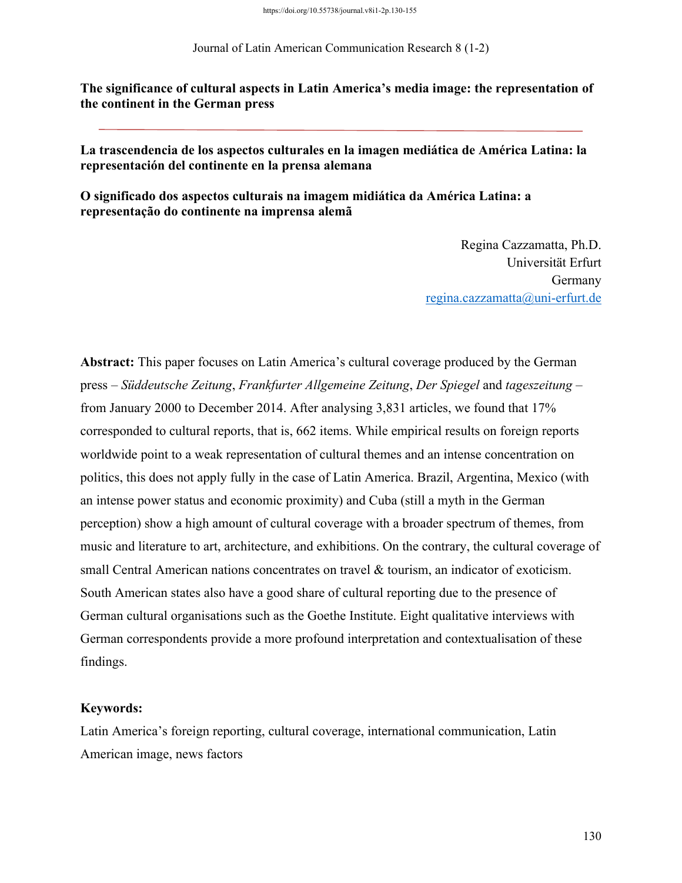# The significance of cultural aspects in Latin America's media image: the representation of the continent in the German press

## La trascendencia de los aspectos culturales en la imagen mediática de América Latina: la representación del continente en la prensa alemana

## O significado dos aspectos culturais na imagem midiática da América Latina: a representação do continente na imprensa alemã

Regina Cazzamatta, Ph.D.
Universität Erfurt
Germany
regina.cazzamatta@uni-erfurt.de

**Abstract:** This paper focuses on Latin America's cultural coverage produced by the German press – *Süddeutsche Zeitung*, *Frankfurter Allgemeine Zeitung*, *Der Spiegel* and *tageszeitung* – from January 2000 to December 2014. After analysing 3,831 articles, we found that 17% corresponded to cultural reports, that is, 662 items. While empirical results on foreign reports worldwide point to a weak representation of cultural themes and an intense concentration on politics, this does not apply fully in the case of Latin America. Brazil, Argentina, Mexico (with an intense power status and economic proximity) and Cuba (still a myth in the German perception) show a high amount of cultural coverage with a broader spectrum of themes, from music and literature to art, architecture, and exhibitions. On the contrary, the cultural coverage of small Central American nations concentrates on travel & tourism, an indicator of exoticism. South American states also have a good share of cultural reporting due to the presence of German cultural organisations such as the Goethe Institute. Eight qualitative interviews with German correspondents provide a more profound interpretation and contextualisation of these findings.

**Keywords:**
Latin America's foreign reporting, cultural coverage, international communication, Latin American image, news factors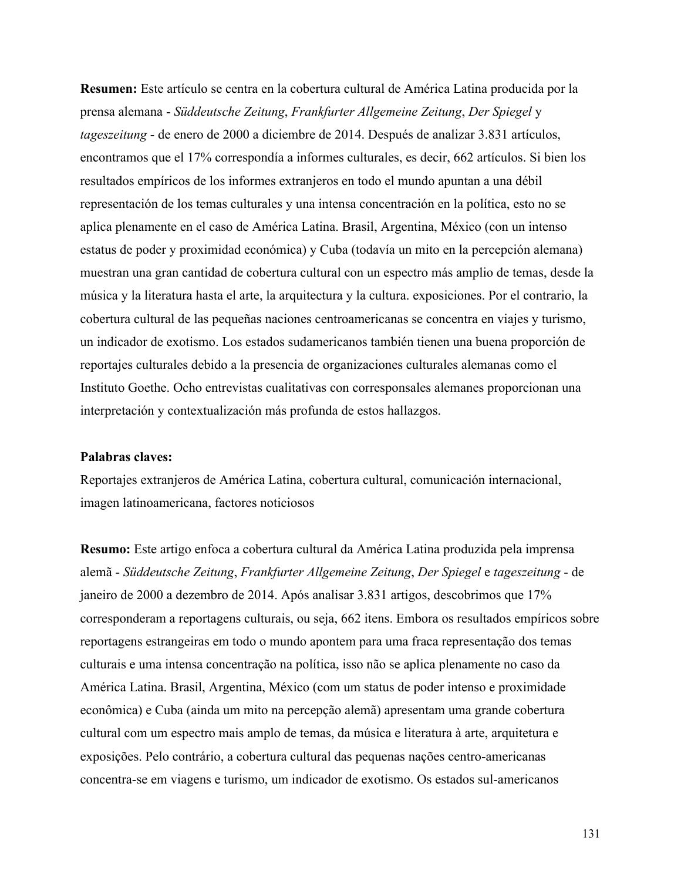**Resumen:** Este artículo se centra en la cobertura cultural de América Latina producida por la prensa alemana - *Süddeutsche Zeitung*, *Frankfurter Allgemeine Zeitung*, *Der Spiegel* y *tageszeitung* - de enero de 2000 a diciembre de 2014. Después de analizar 3.831 artículos, encontramos que el 17% correspondía a informes culturales, es decir, 662 artículos. Si bien los resultados empíricos de los informes extranjeros en todo el mundo apuntan a una débil representación de los temas culturales y una intensa concentración en la política, esto no se aplica plenamente en el caso de América Latina. Brasil, Argentina, México (con un intenso estatus de poder y proximidad económica) y Cuba (todavía un mito en la percepción alemana) muestran una gran cantidad de cobertura cultural con un espectro más amplio de temas, desde la música y la literatura hasta el arte, la arquitectura y la cultura. exposiciones. Por el contrario, la cobertura cultural de las pequeñas naciones centroamericanas se concentra en viajes y turismo, un indicador de exotismo. Los estados sudamericanos también tienen una buena proporción de reportajes culturales debido a la presencia de organizaciones culturales alemanas como el Instituto Goethe. Ocho entrevistas cualitativas con corresponsales alemanes proporcionan una interpretación y contextualización más profunda de estos hallazgos.

**Palabras claves:**

Reportajes extranjeros de América Latina, cobertura cultural, comunicación internacional, imagen latinoamericana, factores noticiosos

**Resumo:** Este artigo enfoca a cobertura cultural da América Latina produzida pela imprensa alemã - *Süddeutsche Zeitung*, *Frankfurter Allgemeine Zeitung*, *Der Spiegel* e *tageszeitung* - de janeiro de 2000 a dezembro de 2014. Após analisar 3.831 artigos, descobrimos que 17% corresponderam a reportagens culturais, ou seja, 662 itens. Embora os resultados empíricos sobre reportagens estrangeiras em todo o mundo apontem para uma fraca representação dos temas culturais e uma intensa concentração na política, isso não se aplica plenamente no caso da América Latina. Brasil, Argentina, México (com um status de poder intenso e proximidade econômica) e Cuba (ainda um mito na percepção alemã) apresentam uma grande cobertura cultural com um espectro mais amplo de temas, da música e literatura à arte, arquitetura e exposições. Pelo contrário, a cobertura cultural das pequenas nações centro-americanas concentra-se em viagens e turismo, um indicador de exotismo. Os estados sul-americanos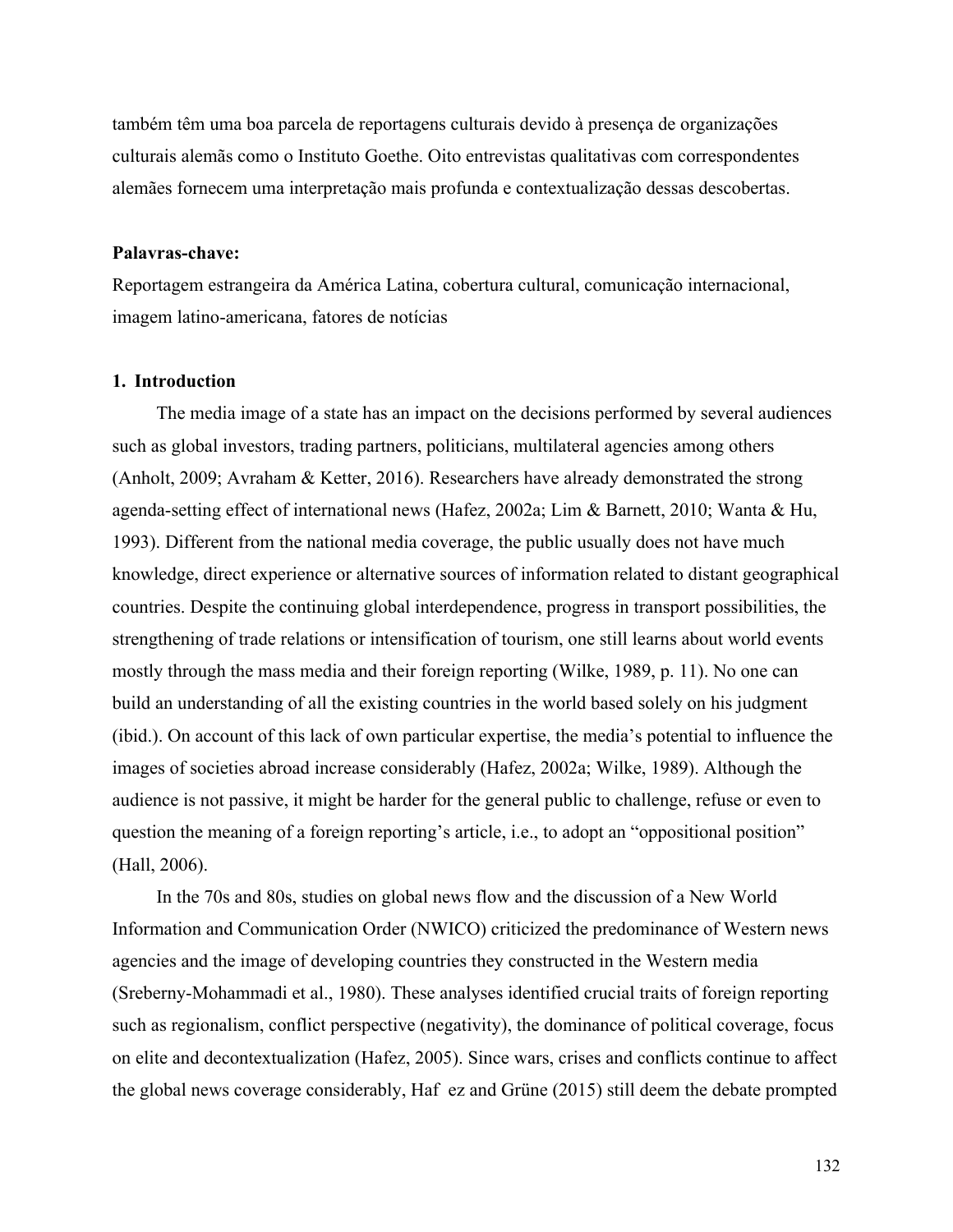também têm uma boa parcela de reportagens culturais devido à presença de organizações culturais alemãs como o Instituto Goethe. Oito entrevistas qualitativas com correspondentes alemães fornecem uma interpretação mais profunda e contextualização dessas descobertas.

**Palavras-chave:**

Reportagem estrangeira da América Latina, cobertura cultural, comunicação internacional, imagem latino-americana, fatores de notícias

## 1. Introduction

The media image of a state has an impact on the decisions performed by several audiences such as global investors, trading partners, politicians, multilateral agencies among others (Anholt, 2009; Avraham & Ketter, 2016). Researchers have already demonstrated the strong agenda-setting effect of international news (Hafez, 2002a; Lim & Barnett, 2010; Wanta & Hu, 1993). Different from the national media coverage, the public usually does not have much knowledge, direct experience or alternative sources of information related to distant geographical countries. Despite the continuing global interdependence, progress in transport possibilities, the strengthening of trade relations or intensification of tourism, one still learns about world events mostly through the mass media and their foreign reporting (Wilke, 1989, p. 11). No one can build an understanding of all the existing countries in the world based solely on his judgment (ibid.). On account of this lack of own particular expertise, the media's potential to influence the images of societies abroad increase considerably (Hafez, 2002a; Wilke, 1989). Although the audience is not passive, it might be harder for the general public to challenge, refuse or even to question the meaning of a foreign reporting's article, i.e., to adopt an "oppositional position" (Hall, 2006).

In the 70s and 80s, studies on global news flow and the discussion of a New World Information and Communication Order (NWICO) criticized the predominance of Western news agencies and the image of developing countries they constructed in the Western media (Sreberny-Mohammadi et al., 1980). These analyses identified crucial traits of foreign reporting such as regionalism, conflict perspective (negativity), the dominance of political coverage, focus on elite and decontextualization (Hafez, 2005). Since wars, crises and conflicts continue to affect the global news coverage considerably, Haf ez and Grüne (2015) still deem the debate prompted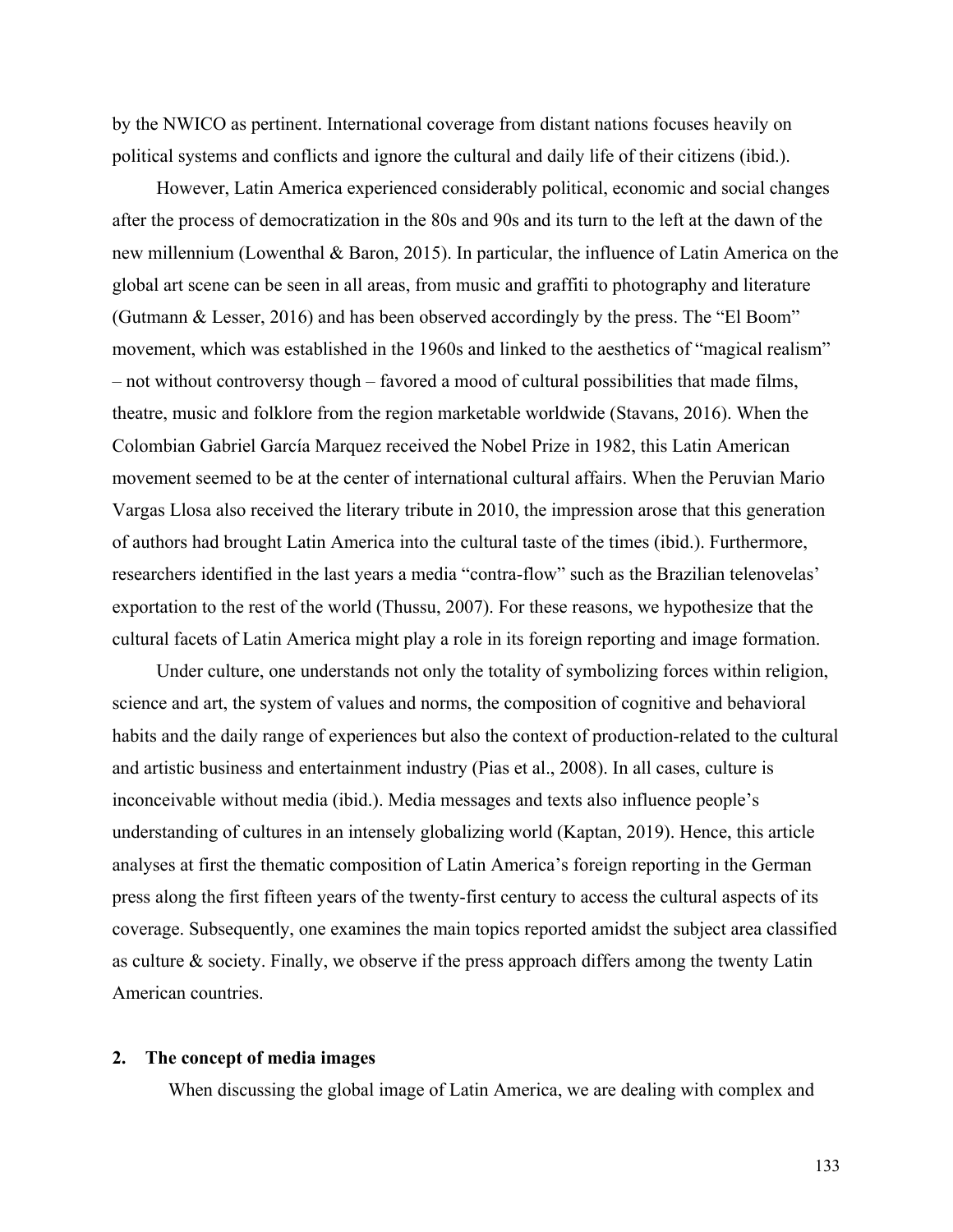by the NWICO as pertinent. International coverage from distant nations focuses heavily on political systems and conflicts and ignore the cultural and daily life of their citizens (ibid.).

However, Latin America experienced considerably political, economic and social changes after the process of democratization in the 80s and 90s and its turn to the left at the dawn of the new millennium (Lowenthal & Baron, 2015). In particular, the influence of Latin America on the global art scene can be seen in all areas, from music and graffiti to photography and literature (Gutmann & Lesser, 2016) and has been observed accordingly by the press. The "El Boom" movement, which was established in the 1960s and linked to the aesthetics of "magical realism" – not without controversy though – favored a mood of cultural possibilities that made films, theatre, music and folklore from the region marketable worldwide (Stavans, 2016). When the Colombian Gabriel García Marquez received the Nobel Prize in 1982, this Latin American movement seemed to be at the center of international cultural affairs. When the Peruvian Mario Vargas Llosa also received the literary tribute in 2010, the impression arose that this generation of authors had brought Latin America into the cultural taste of the times (ibid.). Furthermore, researchers identified in the last years a media "contra-flow" such as the Brazilian telenovelas' exportation to the rest of the world (Thussu, 2007). For these reasons, we hypothesize that the cultural facets of Latin America might play a role in its foreign reporting and image formation.

Under culture, one understands not only the totality of symbolizing forces within religion, science and art, the system of values and norms, the composition of cognitive and behavioral habits and the daily range of experiences but also the context of production-related to the cultural and artistic business and entertainment industry (Pias et al., 2008). In all cases, culture is inconceivable without media (ibid.). Media messages and texts also influence people's understanding of cultures in an intensely globalizing world (Kaptan, 2019). Hence, this article analyses at first the thematic composition of Latin America's foreign reporting in the German press along the first fifteen years of the twenty-first century to access the cultural aspects of its coverage. Subsequently, one examines the main topics reported amidst the subject area classified as culture & society. Finally, we observe if the press approach differs among the twenty Latin American countries.

## 2. The concept of media images

When discussing the global image of Latin America, we are dealing with complex and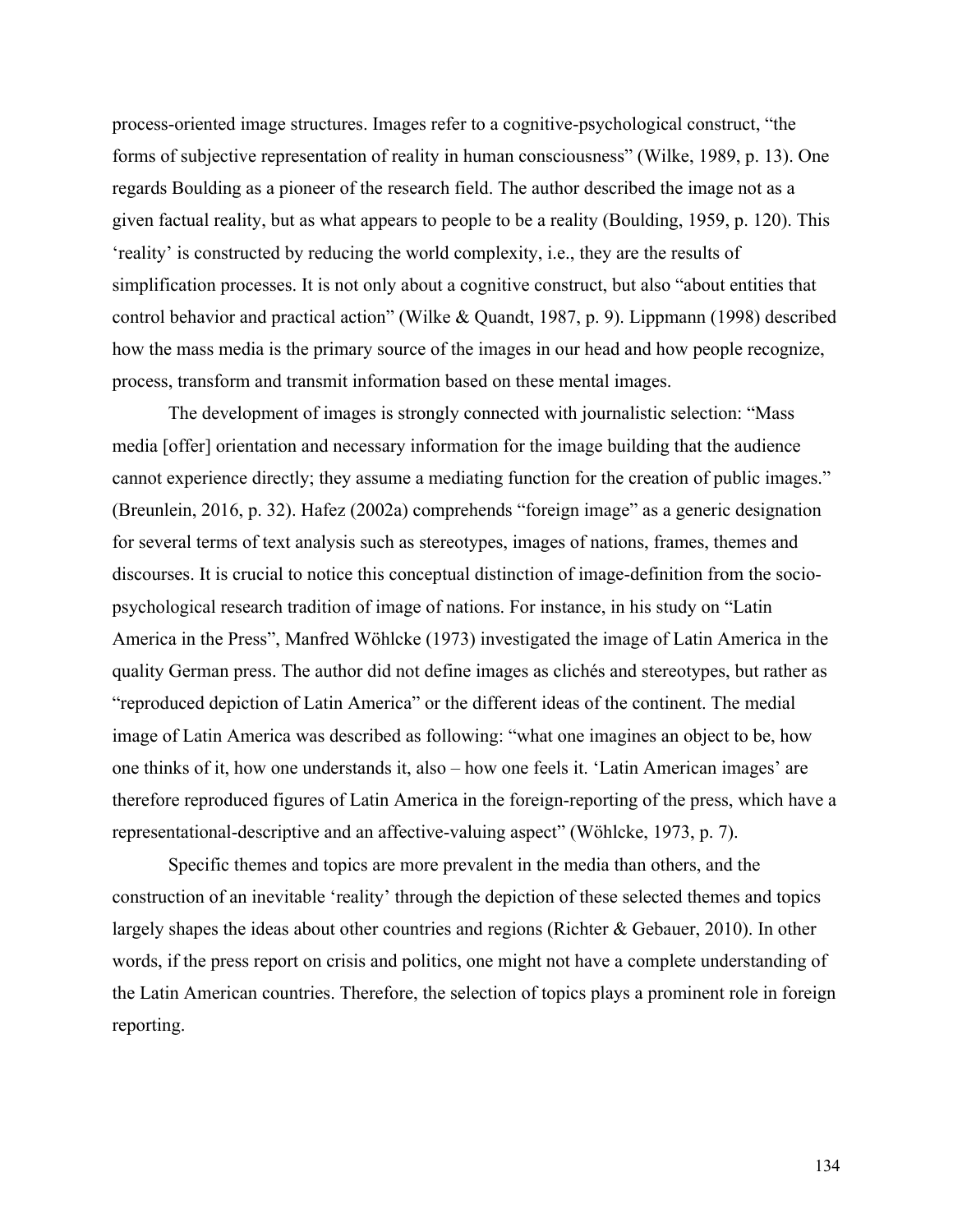process-oriented image structures. Images refer to a cognitive-psychological construct, "the forms of subjective representation of reality in human consciousness" (Wilke, 1989, p. 13). One regards Boulding as a pioneer of the research field. The author described the image not as a given factual reality, but as what appears to people to be a reality (Boulding, 1959, p. 120). This 'reality' is constructed by reducing the world complexity, i.e., they are the results of simplification processes. It is not only about a cognitive construct, but also "about entities that control behavior and practical action" (Wilke & Quandt, 1987, p. 9). Lippmann (1998) described how the mass media is the primary source of the images in our head and how people recognize, process, transform and transmit information based on these mental images.

The development of images is strongly connected with journalistic selection: "Mass media [offer] orientation and necessary information for the image building that the audience cannot experience directly; they assume a mediating function for the creation of public images." (Breunlein, 2016, p. 32). Hafez (2002a) comprehends "foreign image" as a generic designation for several terms of text analysis such as stereotypes, images of nations, frames, themes and discourses. It is crucial to notice this conceptual distinction of image-definition from the socio-psychological research tradition of image of nations. For instance, in his study on "Latin America in the Press", Manfred Wöhlcke (1973) investigated the image of Latin America in the quality German press. The author did not define images as clichés and stereotypes, but rather as "reproduced depiction of Latin America" or the different ideas of the continent. The medial image of Latin America was described as following: "what one imagines an object to be, how one thinks of it, how one understands it, also – how one feels it. 'Latin American images' are therefore reproduced figures of Latin America in the foreign-reporting of the press, which have a representational-descriptive and an affective-valuing aspect" (Wöhlcke, 1973, p. 7).

Specific themes and topics are more prevalent in the media than others, and the construction of an inevitable 'reality' through the depiction of these selected themes and topics largely shapes the ideas about other countries and regions (Richter & Gebauer, 2010). In other words, if the press report on crisis and politics, one might not have a complete understanding of the Latin American countries. Therefore, the selection of topics plays a prominent role in foreign reporting.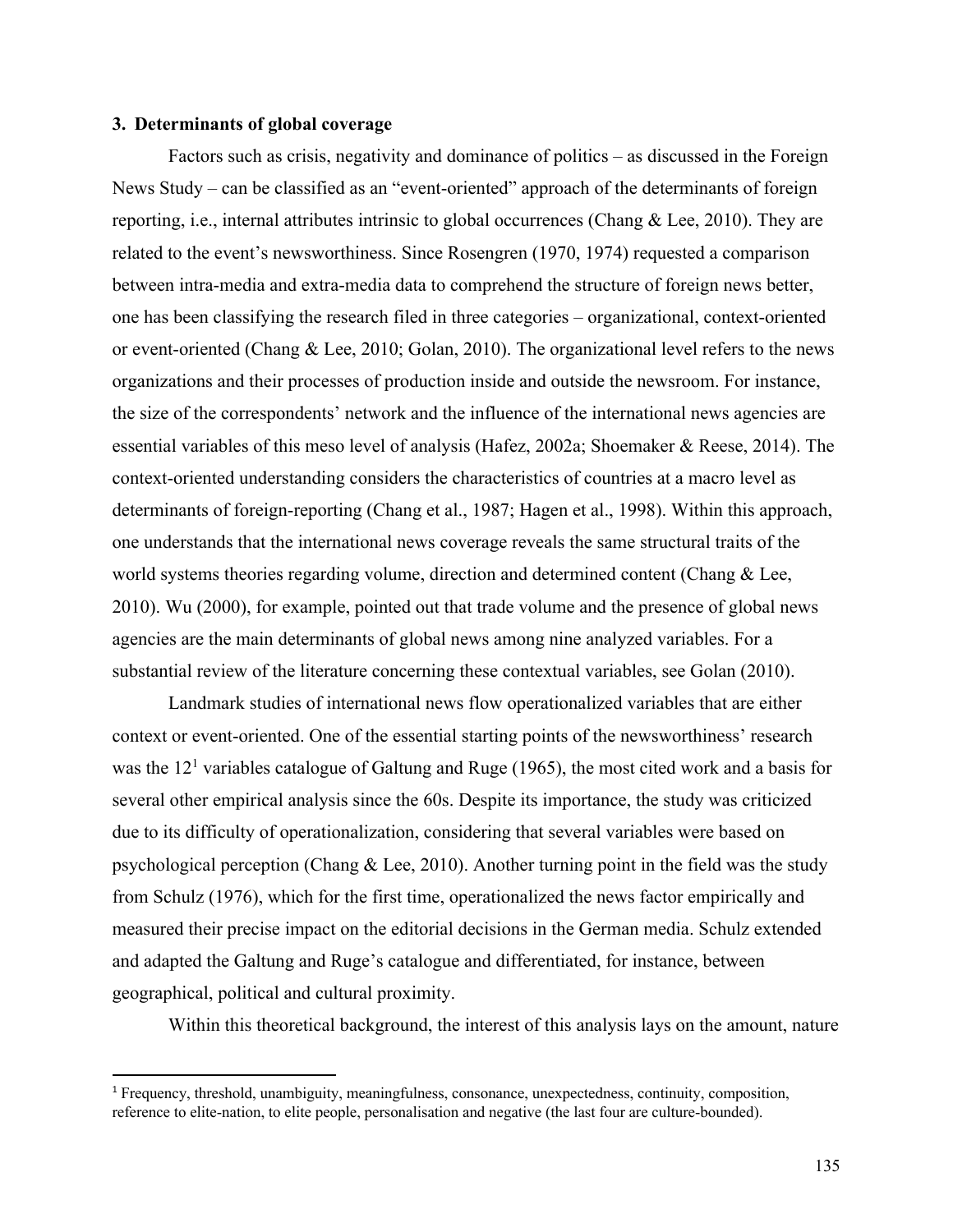### 3. Determinants of global coverage

Factors such as crisis, negativity and dominance of politics – as discussed in the Foreign News Study – can be classified as an "event-oriented" approach of the determinants of foreign reporting, i.e., internal attributes intrinsic to global occurrences (Chang & Lee, 2010). They are related to the event's newsworthiness. Since Rosengren (1970, 1974) requested a comparison between intra-media and extra-media data to comprehend the structure of foreign news better, one has been classifying the research filed in three categories – organizational, context-oriented or event-oriented (Chang & Lee, 2010; Golan, 2010). The organizational level refers to the news organizations and their processes of production inside and outside the newsroom. For instance, the size of the correspondents' network and the influence of the international news agencies are essential variables of this meso level of analysis (Hafez, 2002a; Shoemaker & Reese, 2014). The context-oriented understanding considers the characteristics of countries at a macro level as determinants of foreign-reporting (Chang et al., 1987; Hagen et al., 1998). Within this approach, one understands that the international news coverage reveals the same structural traits of the world systems theories regarding volume, direction and determined content (Chang & Lee, 2010). Wu (2000), for example, pointed out that trade volume and the presence of global news agencies are the main determinants of global news among nine analyzed variables. For a substantial review of the literature concerning these contextual variables, see Golan (2010).

Landmark studies of international news flow operationalized variables that are either context or event-oriented. One of the essential starting points of the newsworthiness' research was the 12[1] variables catalogue of Galtung and Ruge (1965), the most cited work and a basis for several other empirical analysis since the 60s. Despite its importance, the study was criticized due to its difficulty of operationalization, considering that several variables were based on psychological perception (Chang & Lee, 2010). Another turning point in the field was the study from Schulz (1976), which for the first time, operationalized the news factor empirically and measured their precise impact on the editorial decisions in the German media. Schulz extended and adapted the Galtung and Ruge's catalogue and differentiated, for instance, between geographical, political and cultural proximity.

Within this theoretical background, the interest of this analysis lays on the amount, nature

[1] Frequency, threshold, unambiguity, meaningfulness, consonance, unexpectedness, continuity, composition, reference to elite-nation, to elite people, personalisation and negative (the last four are culture-bounded).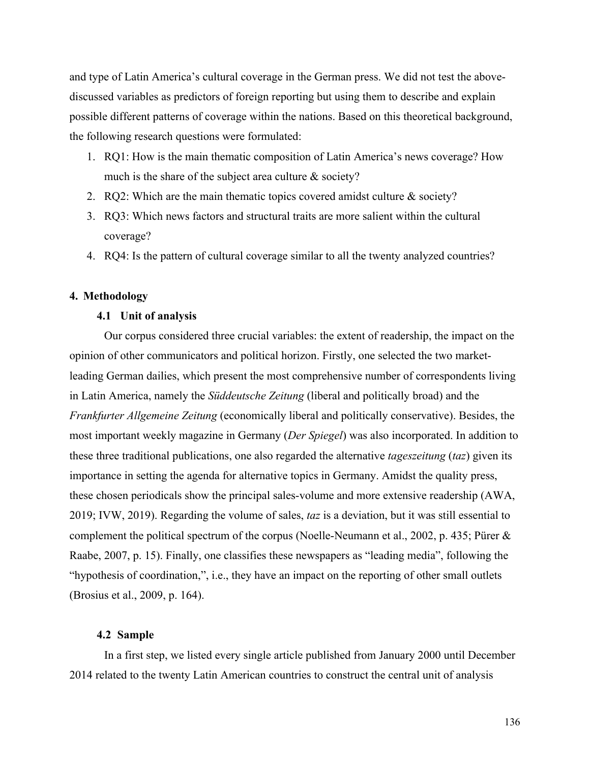and type of Latin America's cultural coverage in the German press. We did not test the above-discussed variables as predictors of foreign reporting but using them to describe and explain possible different patterns of coverage within the nations. Based on this theoretical background, the following research questions were formulated:

1. RQ1: How is the main thematic composition of Latin America's news coverage? How much is the share of the subject area culture & society?
2. RQ2: Which are the main thematic topics covered amidst culture & society?
3. RQ3: Which news factors and structural traits are more salient within the cultural coverage?
4. RQ4: Is the pattern of cultural coverage similar to all the twenty analyzed countries?

## 4. Methodology

### 4.1 Unit of analysis

Our corpus considered three crucial variables: the extent of readership, the impact on the opinion of other communicators and political horizon. Firstly, one selected the two market-leading German dailies, which present the most comprehensive number of correspondents living in Latin America, namely the *Süddeutsche Zeitung* (liberal and politically broad) and the *Frankfurter Allgemeine Zeitung* (economically liberal and politically conservative). Besides, the most important weekly magazine in Germany (*Der Spiegel*) was also incorporated. In addition to these three traditional publications, one also regarded the alternative *tageszeitung* (*taz*) given its importance in setting the agenda for alternative topics in Germany. Amidst the quality press, these chosen periodicals show the principal sales-volume and more extensive readership (AWA, 2019; IVW, 2019). Regarding the volume of sales, *taz* is a deviation, but it was still essential to complement the political spectrum of the corpus (Noelle-Neumann et al., 2002, p. 435; Pürer & Raabe, 2007, p. 15). Finally, one classifies these newspapers as "leading media", following the "hypothesis of coordination,", i.e., they have an impact on the reporting of other small outlets (Brosius et al., 2009, p. 164).

### 4.2 Sample

In a first step, we listed every single article published from January 2000 until December 2014 related to the twenty Latin American countries to construct the central unit of analysis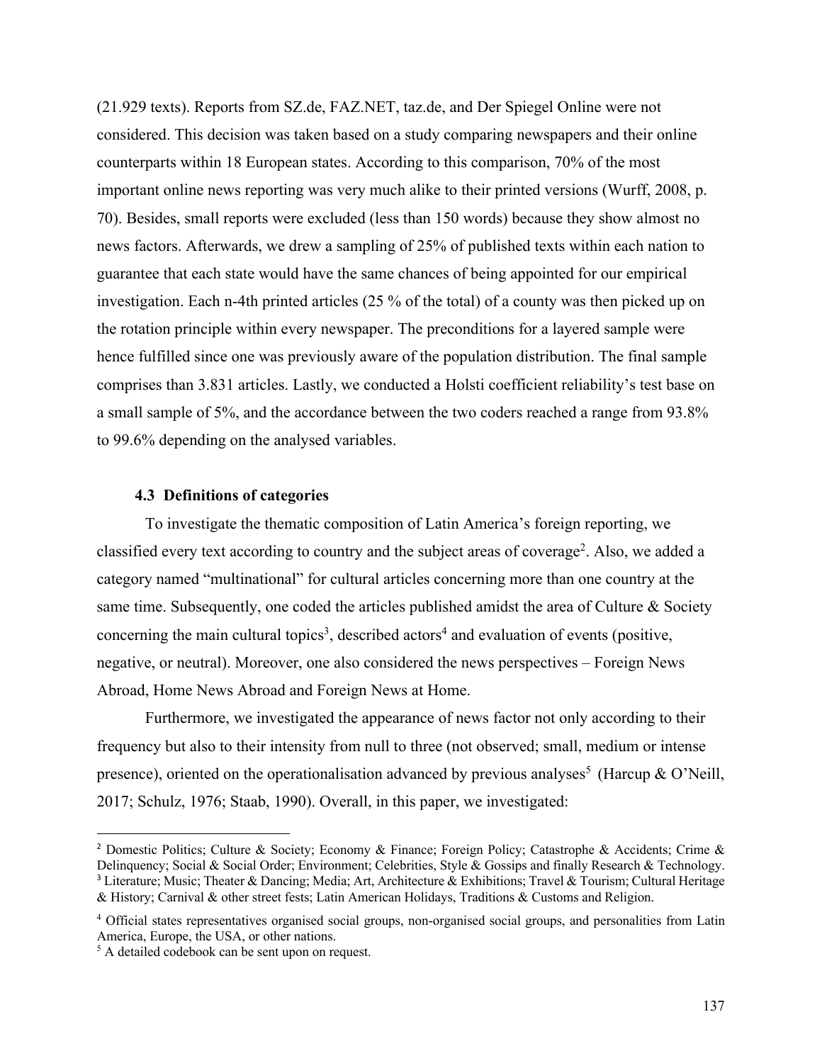(21.929 texts). Reports from SZ.de, FAZ.NET, taz.de, and Der Spiegel Online were not considered. This decision was taken based on a study comparing newspapers and their online counterparts within 18 European states. According to this comparison, 70% of the most important online news reporting was very much alike to their printed versions (Wurff, 2008, p. 70). Besides, small reports were excluded (less than 150 words) because they show almost no news factors. Afterwards, we drew a sampling of 25% of published texts within each nation to guarantee that each state would have the same chances of being appointed for our empirical investigation. Each n-4th printed articles (25 % of the total) of a county was then picked up on the rotation principle within every newspaper. The preconditions for a layered sample were hence fulfilled since one was previously aware of the population distribution. The final sample comprises than 3.831 articles. Lastly, we conducted a Holsti coefficient reliability's test base on a small sample of 5%, and the accordance between the two coders reached a range from 93.8% to 99.6% depending on the analysed variables.

### 4.3 Definitions of categories

To investigate the thematic composition of Latin America's foreign reporting, we classified every text according to country and the subject areas of coverage[2]. Also, we added a category named "multinational" for cultural articles concerning more than one country at the same time. Subsequently, one coded the articles published amidst the area of Culture & Society concerning the main cultural topics[3], described actors[4] and evaluation of events (positive, negative, or neutral). Moreover, one also considered the news perspectives – Foreign News Abroad, Home News Abroad and Foreign News at Home.

Furthermore, we investigated the appearance of news factor not only according to their frequency but also to their intensity from null to three (not observed; small, medium or intense presence), oriented on the operationalisation advanced by previous analyses[5] (Harcup & O'Neill, 2017; Schulz, 1976; Staab, 1990). Overall, in this paper, we investigated:

---

[2] Domestic Politics; Culture & Society; Economy & Finance; Foreign Policy; Catastrophe & Accidents; Crime & Delinquency; Social & Social Order; Environment; Celebrities, Style & Gossips and finally Research & Technology.

[3] Literature; Music; Theater & Dancing; Media; Art, Architecture & Exhibitions; Travel & Tourism; Cultural Heritage & History; Carnival & other street fests; Latin American Holidays, Traditions & Customs and Religion.

[4] Official states representatives organised social groups, non-organised social groups, and personalities from Latin America, Europe, the USA, or other nations.

[5] A detailed codebook can be sent upon on request.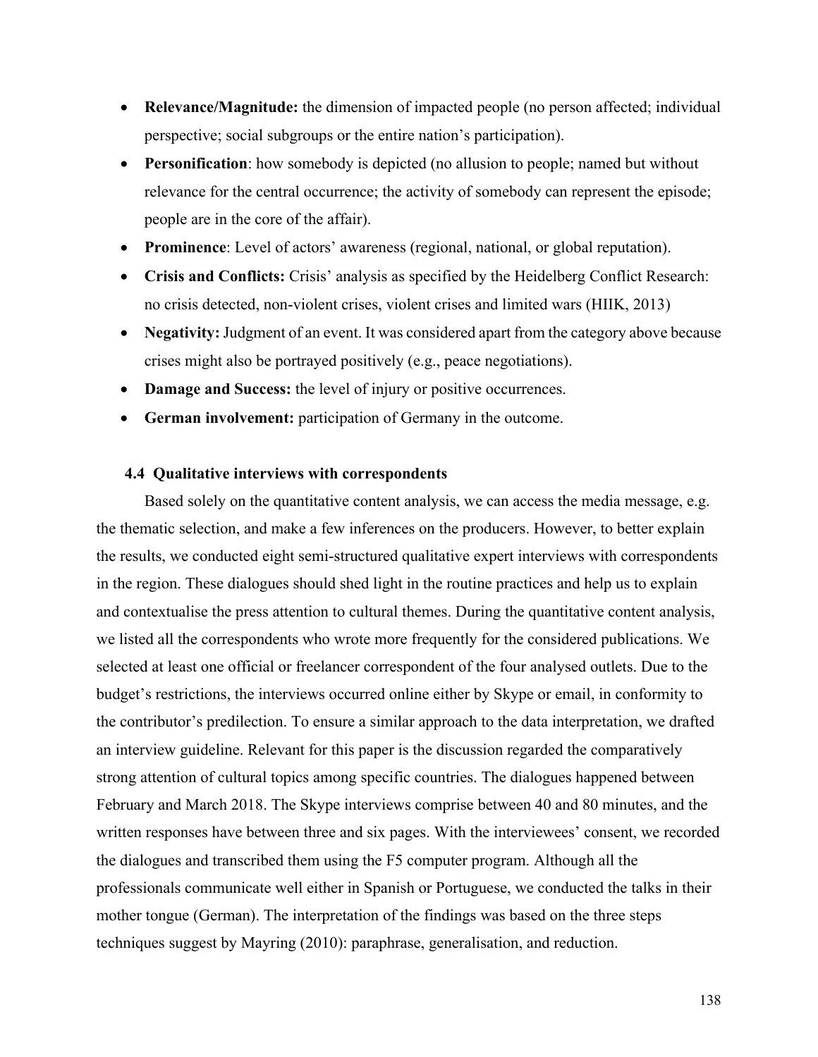- **Relevance/Magnitude:** the dimension of impacted people (no person affected; individual perspective; social subgroups or the entire nation's participation).
- **Personification**: how somebody is depicted (no allusion to people; named but without relevance for the central occurrence; the activity of somebody can represent the episode; people are in the core of the affair).
- **Prominence**: Level of actors' awareness (regional, national, or global reputation).
- **Crisis and Conflicts:** Crisis' analysis as specified by the Heidelberg Conflict Research: no crisis detected, non-violent crises, violent crises and limited wars (HIIK, 2013)
- **Negativity:** Judgment of an event. It was considered apart from the category above because crises might also be portrayed positively (e.g., peace negotiations).
- **Damage and Success:** the level of injury or positive occurrences.
- **German involvement:** participation of Germany in the outcome.

### 4.4 Qualitative interviews with correspondents

Based solely on the quantitative content analysis, we can access the media message, e.g. the thematic selection, and make a few inferences on the producers. However, to better explain the results, we conducted eight semi-structured qualitative expert interviews with correspondents in the region. These dialogues should shed light in the routine practices and help us to explain and contextualise the press attention to cultural themes. During the quantitative content analysis, we listed all the correspondents who wrote more frequently for the considered publications. We selected at least one official or freelancer correspondent of the four analysed outlets. Due to the budget's restrictions, the interviews occurred online either by Skype or email, in conformity to the contributor's predilection. To ensure a similar approach to the data interpretation, we drafted an interview guideline. Relevant for this paper is the discussion regarded the comparatively strong attention of cultural topics among specific countries. The dialogues happened between February and March 2018. The Skype interviews comprise between 40 and 80 minutes, and the written responses have between three and six pages. With the interviewees' consent, we recorded the dialogues and transcribed them using the F5 computer program. Although all the professionals communicate well either in Spanish or Portuguese, we conducted the talks in their mother tongue (German). The interpretation of the findings was based on the three steps techniques suggest by Mayring (2010): paraphrase, generalisation, and reduction.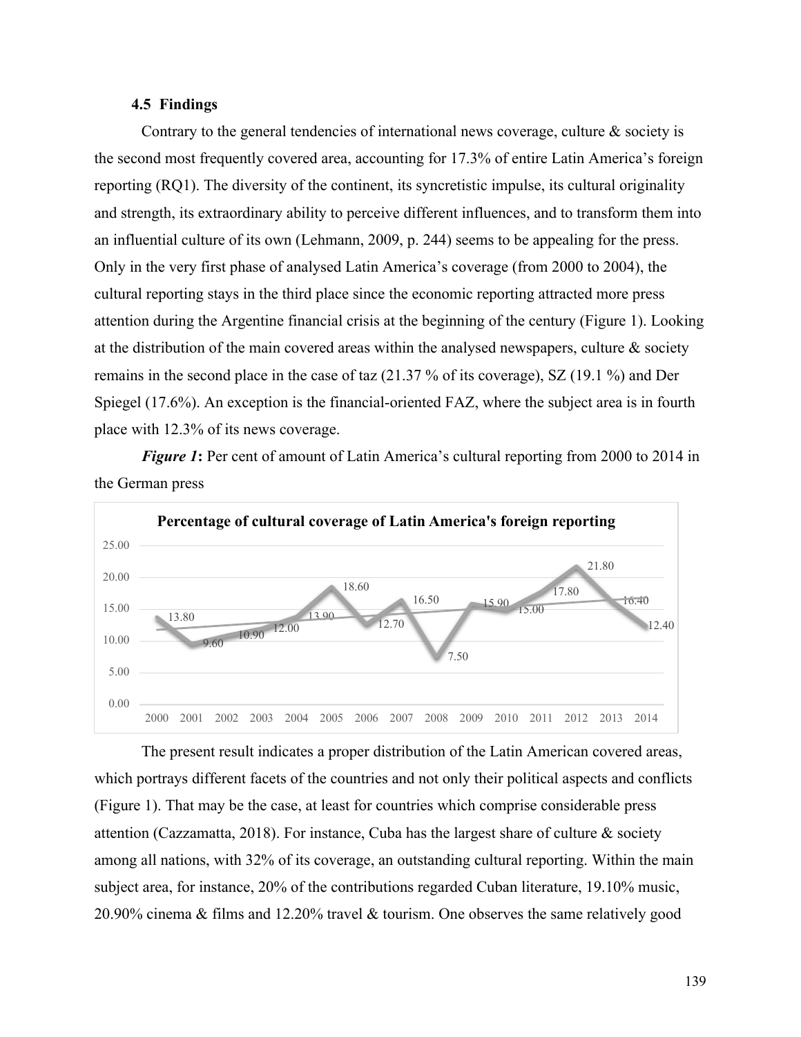### 4.5 Findings

Contrary to the general tendencies of international news coverage, culture & society is the second most frequently covered area, accounting for 17.3% of entire Latin America's foreign reporting (RQ1). The diversity of the continent, its syncretistic impulse, its cultural originality and strength, its extraordinary ability to perceive different influences, and to transform them into an influential culture of its own (Lehmann, 2009, p. 244) seems to be appealing for the press. Only in the very first phase of analysed Latin America's coverage (from 2000 to 2004), the cultural reporting stays in the third place since the economic reporting attracted more press attention during the Argentine financial crisis at the beginning of the century (Figure 1). Looking at the distribution of the main covered areas within the analysed newspapers, culture & society remains in the second place in the case of taz (21.37 % of its coverage), SZ (19.1 %) and Der Spiegel (17.6%). An exception is the financial-oriented FAZ, where the subject area is in fourth place with 12.3% of its news coverage.

***Figure 1***: Per cent of amount of Latin America's cultural reporting from 2000 to 2014 in the German press

**Percentage of cultural coverage of Latin America's foreign reporting**

| Year | 2000 | 2001 | 2002 | 2003 | 2004 | 2005 | 2006 | 2007 | 2008 | 2009 | 2010 | 2011 | 2012 | 2013 | 2014 |
|---|---|---|---|---|---|---|---|---|---|---|---|---|---|---|---|
| % | 13.80 | 9.60 | 10.90 | 12.00 | 13.90 | 18.60 | 12.70 | 16.50 | 7.50 | 15.90 | 15.00 | 17.80 | 21.80 | 16.40 | 12.40 |

The present result indicates a proper distribution of the Latin American covered areas, which portrays different facets of the countries and not only their political aspects and conflicts (Figure 1). That may be the case, at least for countries which comprise considerable press attention (Cazzamatta, 2018). For instance, Cuba has the largest share of culture & society among all nations, with 32% of its coverage, an outstanding cultural reporting. Within the main subject area, for instance, 20% of the contributions regarded Cuban literature, 19.10% music, 20.90% cinema & films and 12.20% travel & tourism. One observes the same relatively good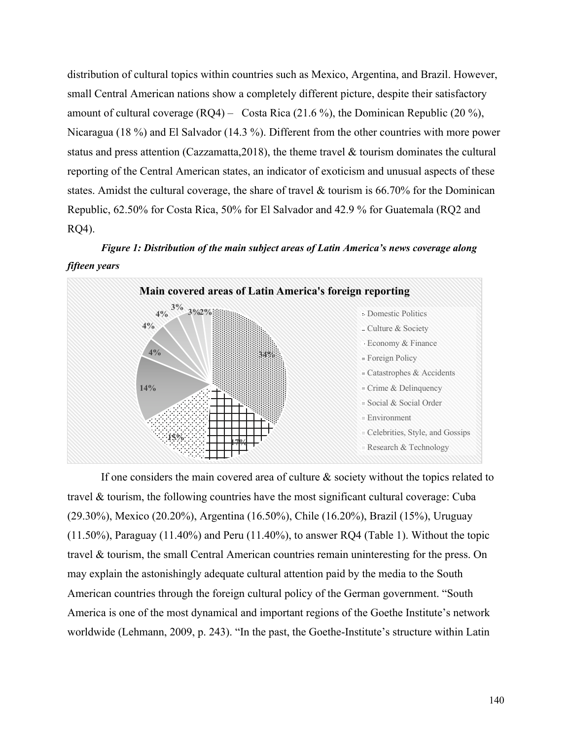distribution of cultural topics within countries such as Mexico, Argentina, and Brazil. However, small Central American nations show a completely different picture, despite their satisfactory amount of cultural coverage (RQ4) – Costa Rica (21.6 %), the Dominican Republic (20 %), Nicaragua (18 %) and El Salvador (14.3 %). Different from the other countries with more power status and press attention (Cazzamatta,2018), the theme travel & tourism dominates the cultural reporting of the Central American states, an indicator of exoticism and unusual aspects of these states. Amidst the cultural coverage, the share of travel & tourism is 66.70% for the Dominican Republic, 62.50% for Costa Rica, 50% for El Salvador and 42.9 % for Guatemala (RQ2 and RQ4).

***Figure 1: Distribution of the main subject areas of Latin America's news coverage along fifteen years***

**Main covered areas of Latin America's foreign reporting**

- Domestic Politics: 34%
- Culture & Society: 17%
- Economy & Finance: 15%
- Foreign Policy: 14%
- Catastrophes & Accidents: 4%
- Crime & Delinquency: 4%
- Social & Social Order: 4%
- Environment: 3%
- Celebrities, Style, and Gossips: 3%
- Research & Technology: 2%

If one considers the main covered area of culture & society without the topics related to travel & tourism, the following countries have the most significant cultural coverage: Cuba (29.30%), Mexico (20.20%), Argentina (16.50%), Chile (16.20%), Brazil (15%), Uruguay (11.50%), Paraguay (11.40%) and Peru (11.40%), to answer RQ4 (Table 1). Without the topic travel & tourism, the small Central American countries remain uninteresting for the press. On may explain the astonishingly adequate cultural attention paid by the media to the South American countries through the foreign cultural policy of the German government. "South America is one of the most dynamical and important regions of the Goethe Institute's network worldwide (Lehmann, 2009, p. 243). "In the past, the Goethe-Institute's structure within Latin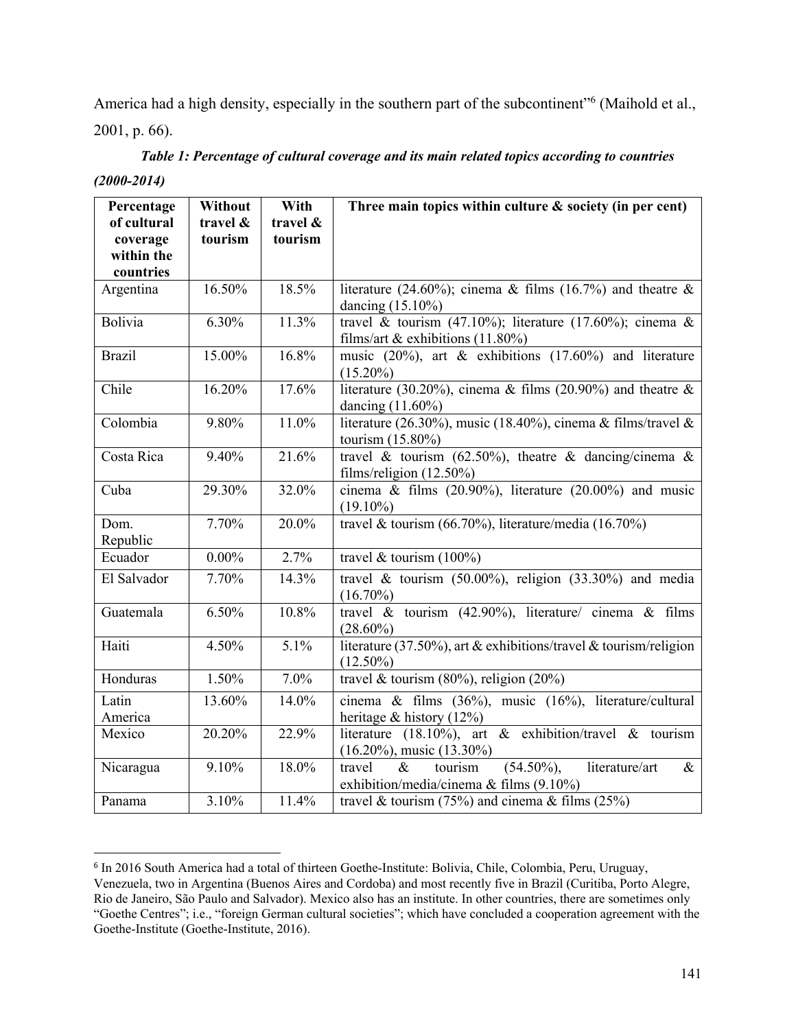America had a high density, especially in the southern part of the subcontinent"[6] (Maihold et al., 2001, p. 66).

***Table 1: Percentage of cultural coverage and its main related topics according to countries (2000-2014)***

| Percentage of cultural coverage within the countries | Without travel & tourism | With travel & tourism | Three main topics within culture & society (in per cent) |
|---|---|---|---|
| Argentina | 16.50% | 18.5% | literature (24.60%); cinema & films (16.7%) and theatre & dancing (15.10%) |
| Bolivia | 6.30% | 11.3% | travel & tourism (47.10%); literature (17.60%); cinema & films/art & exhibitions (11.80%) |
| Brazil | 15.00% | 16.8% | music (20%), art & exhibitions (17.60%) and literature (15.20%) |
| Chile | 16.20% | 17.6% | literature (30.20%), cinema & films (20.90%) and theatre & dancing (11.60%) |
| Colombia | 9.80% | 11.0% | literature (26.30%), music (18.40%), cinema & films/travel & tourism (15.80%) |
| Costa Rica | 9.40% | 21.6% | travel & tourism (62.50%), theatre & dancing/cinema & films/religion (12.50%) |
| Cuba | 29.30% | 32.0% | cinema & films (20.90%), literature (20.00%) and music (19.10%) |
| Dom. Republic | 7.70% | 20.0% | travel & tourism (66.70%), literature/media (16.70%) |
| Ecuador | 0.00% | 2.7% | travel & tourism (100%) |
| El Salvador | 7.70% | 14.3% | travel & tourism (50.00%), religion (33.30%) and media (16.70%) |
| Guatemala | 6.50% | 10.8% | travel & tourism (42.90%), literature/ cinema & films (28.60%) |
| Haiti | 4.50% | 5.1% | literature (37.50%), art & exhibitions/travel & tourism/religion (12.50%) |
| Honduras | 1.50% | 7.0% | travel & tourism (80%), religion (20%) |
| Latin America | 13.60% | 14.0% | cinema & films (36%), music (16%), literature/cultural heritage & history (12%) |
| Mexico | 20.20% | 22.9% | literature (18.10%), art & exhibition/travel & tourism (16.20%), music (13.30%) |
| Nicaragua | 9.10% | 18.0% | travel & tourism (54.50%), literature/art & exhibition/media/cinema & films (9.10%) |
| Panama | 3.10% | 11.4% | travel & tourism (75%) and cinema & films (25%) |

[6] In 2016 South America had a total of thirteen Goethe-Institute: Bolivia, Chile, Colombia, Peru, Uruguay, Venezuela, two in Argentina (Buenos Aires and Cordoba) and most recently five in Brazil (Curitiba, Porto Alegre, Rio de Janeiro, São Paulo and Salvador). Mexico also has an institute. In other countries, there are sometimes only "Goethe Centres"; i.e., "foreign German cultural societies"; which have concluded a cooperation agreement with the Goethe-Institute (Goethe-Institute, 2016).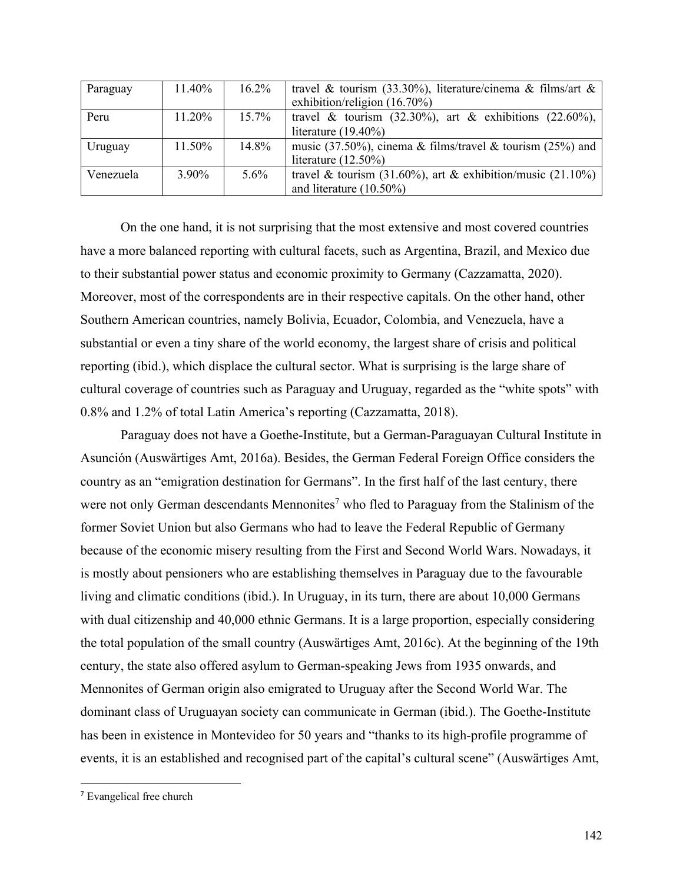| Paraguay | 11.40% | 16.2% | travel & tourism (33.30%), literature/cinema & films/art & exhibition/religion (16.70%) |
|---|---|---|---|
| Peru | 11.20% | 15.7% | travel & tourism (32.30%), art & exhibitions (22.60%), literature (19.40%) |
| Uruguay | 11.50% | 14.8% | music (37.50%), cinema & films/travel & tourism (25%) and literature (12.50%) |
| Venezuela | 3.90% | 5.6% | travel & tourism (31.60%), art & exhibition/music (21.10%) and literature (10.50%) |

On the one hand, it is not surprising that the most extensive and most covered countries have a more balanced reporting with cultural facets, such as Argentina, Brazil, and Mexico due to their substantial power status and economic proximity to Germany (Cazzamatta, 2020). Moreover, most of the correspondents are in their respective capitals. On the other hand, other Southern American countries, namely Bolivia, Ecuador, Colombia, and Venezuela, have a substantial or even a tiny share of the world economy, the largest share of crisis and political reporting (ibid.), which displace the cultural sector. What is surprising is the large share of cultural coverage of countries such as Paraguay and Uruguay, regarded as the "white spots" with 0.8% and 1.2% of total Latin America's reporting (Cazzamatta, 2018).

Paraguay does not have a Goethe-Institute, but a German-Paraguayan Cultural Institute in Asunción (Auswärtiges Amt, 2016a). Besides, the German Federal Foreign Office considers the country as an "emigration destination for Germans". In the first half of the last century, there were not only German descendants Mennonites[7] who fled to Paraguay from the Stalinism of the former Soviet Union but also Germans who had to leave the Federal Republic of Germany because of the economic misery resulting from the First and Second World Wars. Nowadays, it is mostly about pensioners who are establishing themselves in Paraguay due to the favourable living and climatic conditions (ibid.). In Uruguay, in its turn, there are about 10,000 Germans with dual citizenship and 40,000 ethnic Germans. It is a large proportion, especially considering the total population of the small country (Auswärtiges Amt, 2016c). At the beginning of the 19th century, the state also offered asylum to German-speaking Jews from 1935 onwards, and Mennonites of German origin also emigrated to Uruguay after the Second World War. The dominant class of Uruguayan society can communicate in German (ibid.). The Goethe-Institute has been in existence in Montevideo for 50 years and "thanks to its high-profile programme of events, it is an established and recognised part of the capital's cultural scene" (Auswärtiges Amt,

[7] Evangelical free church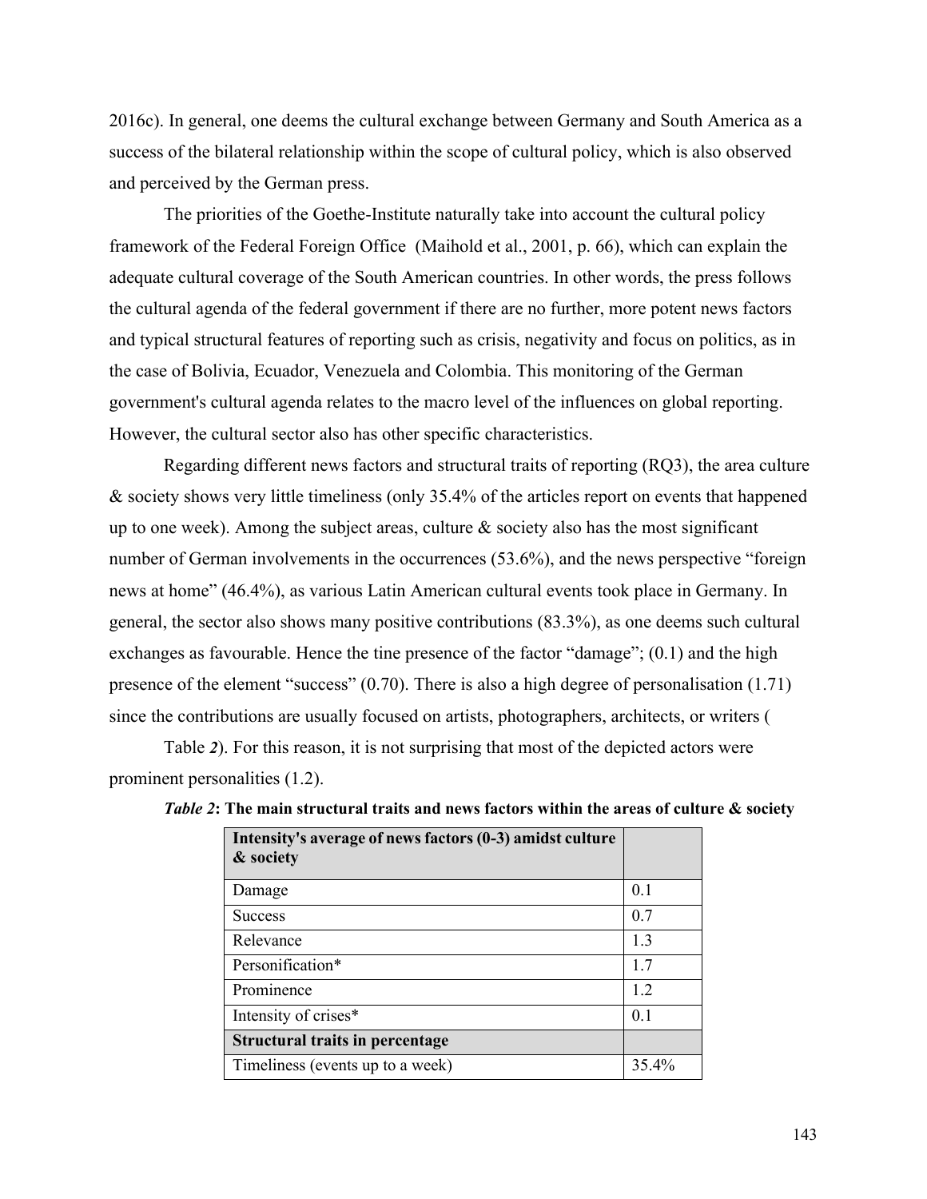2016c). In general, one deems the cultural exchange between Germany and South America as a success of the bilateral relationship within the scope of cultural policy, which is also observed and perceived by the German press.

The priorities of the Goethe-Institute naturally take into account the cultural policy framework of the Federal Foreign Office (Maihold et al., 2001, p. 66), which can explain the adequate cultural coverage of the South American countries. In other words, the press follows the cultural agenda of the federal government if there are no further, more potent news factors and typical structural features of reporting such as crisis, negativity and focus on politics, as in the case of Bolivia, Ecuador, Venezuela and Colombia. This monitoring of the German government's cultural agenda relates to the macro level of the influences on global reporting. However, the cultural sector also has other specific characteristics.

Regarding different news factors and structural traits of reporting (RQ3), the area culture & society shows very little timeliness (only 35.4% of the articles report on events that happened up to one week). Among the subject areas, culture & society also has the most significant number of German involvements in the occurrences (53.6%), and the news perspective "foreign news at home" (46.4%), as various Latin American cultural events took place in Germany. In general, the sector also shows many positive contributions (83.3%), as one deems such cultural exchanges as favourable. Hence the tine presence of the factor "damage"; (0.1) and the high presence of the element "success" (0.70). There is also a high degree of personalisation (1.71) since the contributions are usually focused on artists, photographers, architects, or writers (

Table ***2***). For this reason, it is not surprising that most of the depicted actors were prominent personalities (1.2).

***Table 2*: The main structural traits and news factors within the areas of culture & society**

| **Intensity's average of news factors (0-3) amidst culture & society** | |
|---|---|
| Damage | 0.1 |
| Success | 0.7 |
| Relevance | 1.3 |
| Personification* | 1.7 |
| Prominence | 1.2 |
| Intensity of crises* | 0.1 |
| **Structural traits in percentage** | |
| Timeliness (events up to a week) | 35.4% |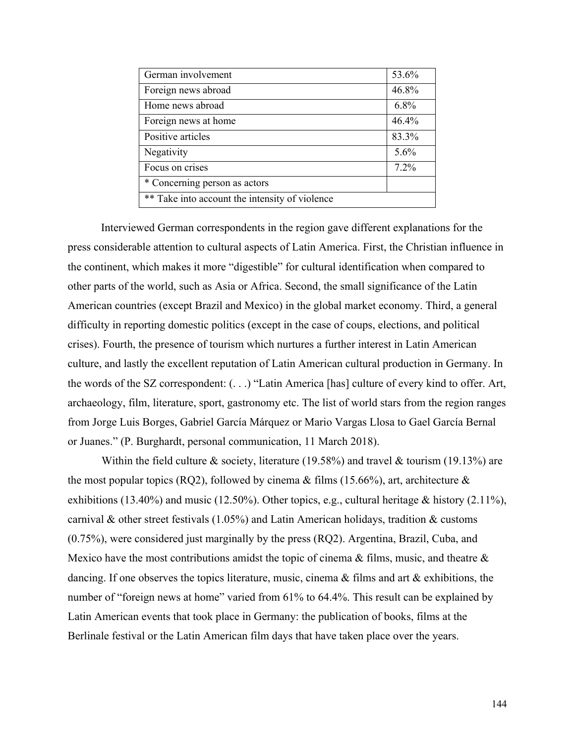| German involvement | 53.6% |
| --- | --- |
| Foreign news abroad | 46.8% |
| Home news abroad | 6.8% |
| Foreign news at home | 46.4% |
| Positive articles | 83.3% |
| Negativity | 5.6% |
| Focus on crises | 7.2% |
| * Concerning person as actors | |
| ** Take into account the intensity of violence | |

Interviewed German correspondents in the region gave different explanations for the press considerable attention to cultural aspects of Latin America. First, the Christian influence in the continent, which makes it more "digestible" for cultural identification when compared to other parts of the world, such as Asia or Africa. Second, the small significance of the Latin American countries (except Brazil and Mexico) in the global market economy. Third, a general difficulty in reporting domestic politics (except in the case of coups, elections, and political crises). Fourth, the presence of tourism which nurtures a further interest in Latin American culture, and lastly the excellent reputation of Latin American cultural production in Germany. In the words of the SZ correspondent: (. . .) "Latin America [has] culture of every kind to offer. Art, archaeology, film, literature, sport, gastronomy etc. The list of world stars from the region ranges from Jorge Luis Borges, Gabriel García Márquez or Mario Vargas Llosa to Gael García Bernal or Juanes." (P. Burghardt, personal communication, 11 March 2018).

Within the field culture & society, literature (19.58%) and travel & tourism (19.13%) are the most popular topics (RQ2), followed by cinema & films (15.66%), art, architecture & exhibitions (13.40%) and music (12.50%). Other topics, e.g., cultural heritage & history (2.11%), carnival & other street festivals (1.05%) and Latin American holidays, tradition & customs (0.75%), were considered just marginally by the press (RQ2). Argentina, Brazil, Cuba, and Mexico have the most contributions amidst the topic of cinema & films, music, and theatre & dancing. If one observes the topics literature, music, cinema & films and art & exhibitions, the number of "foreign news at home" varied from 61% to 64.4%. This result can be explained by Latin American events that took place in Germany: the publication of books, films at the Berlinale festival or the Latin American film days that have taken place over the years.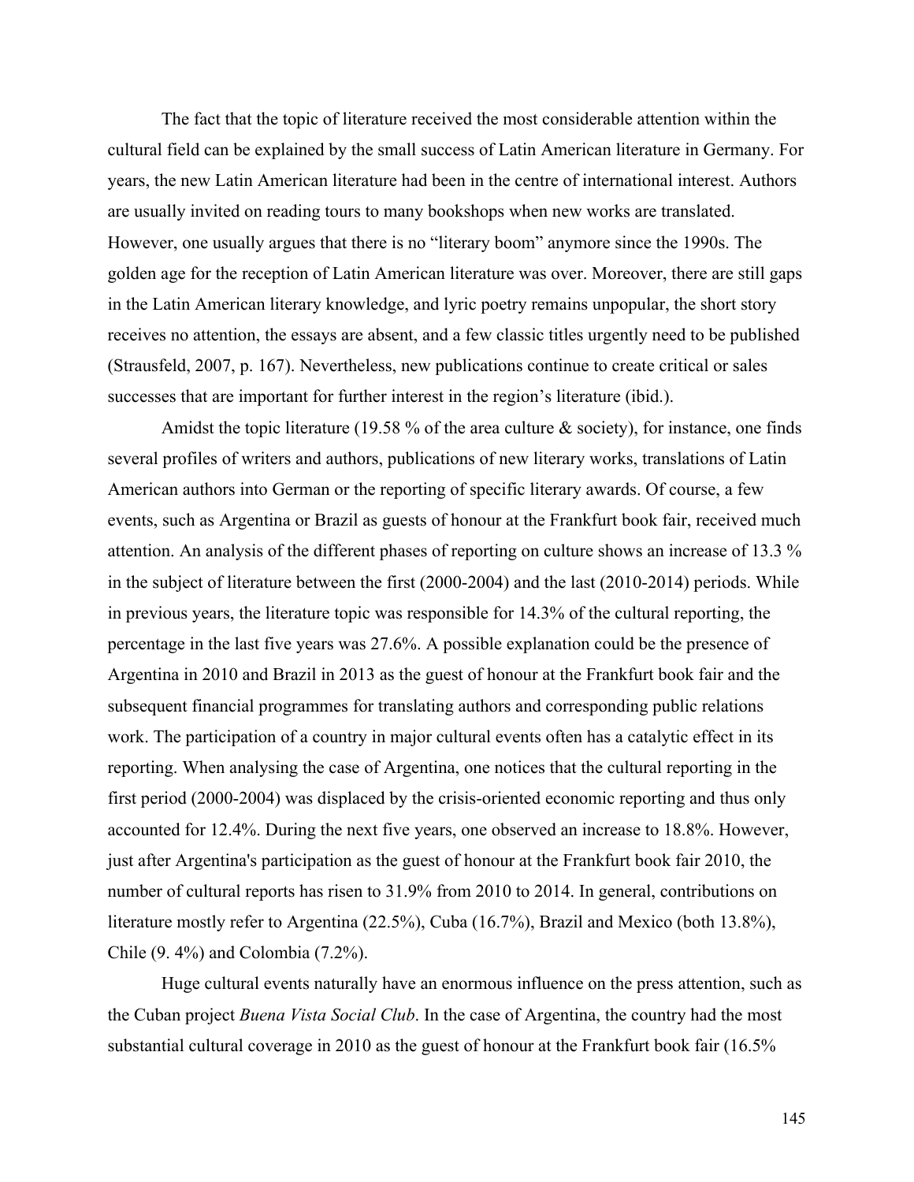The fact that the topic of literature received the most considerable attention within the cultural field can be explained by the small success of Latin American literature in Germany. For years, the new Latin American literature had been in the centre of international interest. Authors are usually invited on reading tours to many bookshops when new works are translated. However, one usually argues that there is no "literary boom" anymore since the 1990s. The golden age for the reception of Latin American literature was over. Moreover, there are still gaps in the Latin American literary knowledge, and lyric poetry remains unpopular, the short story receives no attention, the essays are absent, and a few classic titles urgently need to be published (Strausfeld, 2007, p. 167). Nevertheless, new publications continue to create critical or sales successes that are important for further interest in the region's literature (ibid.).

Amidst the topic literature (19.58 % of the area culture & society), for instance, one finds several profiles of writers and authors, publications of new literary works, translations of Latin American authors into German or the reporting of specific literary awards. Of course, a few events, such as Argentina or Brazil as guests of honour at the Frankfurt book fair, received much attention. An analysis of the different phases of reporting on culture shows an increase of 13.3 % in the subject of literature between the first (2000-2004) and the last (2010-2014) periods. While in previous years, the literature topic was responsible for 14.3% of the cultural reporting, the percentage in the last five years was 27.6%. A possible explanation could be the presence of Argentina in 2010 and Brazil in 2013 as the guest of honour at the Frankfurt book fair and the subsequent financial programmes for translating authors and corresponding public relations work. The participation of a country in major cultural events often has a catalytic effect in its reporting. When analysing the case of Argentina, one notices that the cultural reporting in the first period (2000-2004) was displaced by the crisis-oriented economic reporting and thus only accounted for 12.4%. During the next five years, one observed an increase to 18.8%. However, just after Argentina's participation as the guest of honour at the Frankfurt book fair 2010, the number of cultural reports has risen to 31.9% from 2010 to 2014. In general, contributions on literature mostly refer to Argentina (22.5%), Cuba (16.7%), Brazil and Mexico (both 13.8%), Chile (9. 4%) and Colombia (7.2%).

Huge cultural events naturally have an enormous influence on the press attention, such as the Cuban project *Buena Vista Social Club*. In the case of Argentina, the country had the most substantial cultural coverage in 2010 as the guest of honour at the Frankfurt book fair (16.5%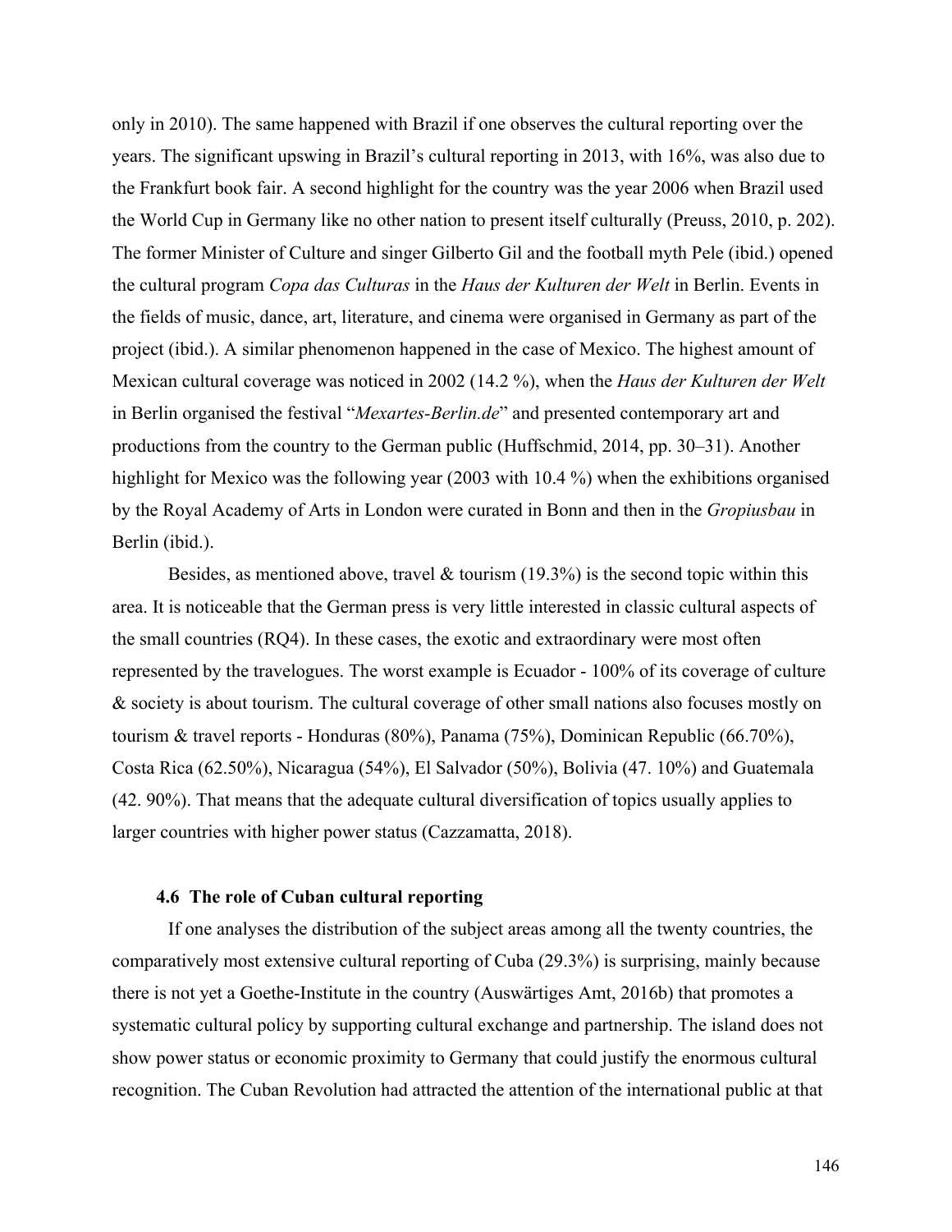only in 2010). The same happened with Brazil if one observes the cultural reporting over the years. The significant upswing in Brazil's cultural reporting in 2013, with 16%, was also due to the Frankfurt book fair. A second highlight for the country was the year 2006 when Brazil used the World Cup in Germany like no other nation to present itself culturally (Preuss, 2010, p. 202). The former Minister of Culture and singer Gilberto Gil and the football myth Pele (ibid.) opened the cultural program *Copa das Culturas* in the *Haus der Kulturen der Welt* in Berlin. Events in the fields of music, dance, art, literature, and cinema were organised in Germany as part of the project (ibid.). A similar phenomenon happened in the case of Mexico. The highest amount of Mexican cultural coverage was noticed in 2002 (14.2 %), when the *Haus der Kulturen der Welt* in Berlin organised the festival "*Mexartes-Berlin.de*" and presented contemporary art and productions from the country to the German public (Huffschmid, 2014, pp. 30–31). Another highlight for Mexico was the following year (2003 with 10.4 %) when the exhibitions organised by the Royal Academy of Arts in London were curated in Bonn and then in the *Gropiusbau* in Berlin (ibid.).

Besides, as mentioned above, travel & tourism (19.3%) is the second topic within this area. It is noticeable that the German press is very little interested in classic cultural aspects of the small countries (RQ4). In these cases, the exotic and extraordinary were most often represented by the travelogues. The worst example is Ecuador - 100% of its coverage of culture & society is about tourism. The cultural coverage of other small nations also focuses mostly on tourism & travel reports - Honduras (80%), Panama (75%), Dominican Republic (66.70%), Costa Rica (62.50%), Nicaragua (54%), El Salvador (50%), Bolivia (47. 10%) and Guatemala (42. 90%). That means that the adequate cultural diversification of topics usually applies to larger countries with higher power status (Cazzamatta, 2018).

### 4.6 The role of Cuban cultural reporting

If one analyses the distribution of the subject areas among all the twenty countries, the comparatively most extensive cultural reporting of Cuba (29.3%) is surprising, mainly because there is not yet a Goethe-Institute in the country (Auswärtiges Amt, 2016b) that promotes a systematic cultural policy by supporting cultural exchange and partnership. The island does not show power status or economic proximity to Germany that could justify the enormous cultural recognition. The Cuban Revolution had attracted the attention of the international public at that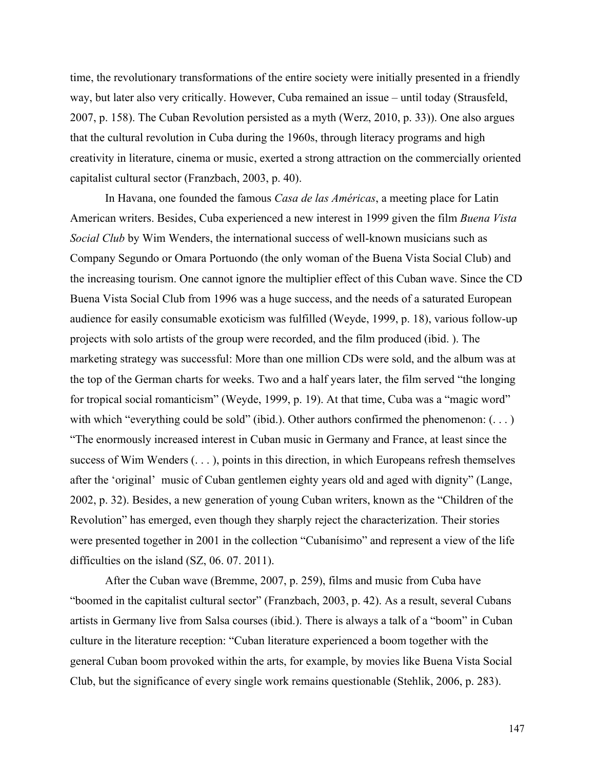time, the revolutionary transformations of the entire society were initially presented in a friendly way, but later also very critically. However, Cuba remained an issue – until today (Strausfeld, 2007, p. 158). The Cuban Revolution persisted as a myth (Werz, 2010, p. 33)). One also argues that the cultural revolution in Cuba during the 1960s, through literacy programs and high creativity in literature, cinema or music, exerted a strong attraction on the commercially oriented capitalist cultural sector (Franzbach, 2003, p. 40).

In Havana, one founded the famous *Casa de las Américas*, a meeting place for Latin American writers. Besides, Cuba experienced a new interest in 1999 given the film *Buena Vista Social Club* by Wim Wenders, the international success of well-known musicians such as Company Segundo or Omara Portuondo (the only woman of the Buena Vista Social Club) and the increasing tourism. One cannot ignore the multiplier effect of this Cuban wave. Since the CD Buena Vista Social Club from 1996 was a huge success, and the needs of a saturated European audience for easily consumable exoticism was fulfilled (Weyde, 1999, p. 18), various follow-up projects with solo artists of the group were recorded, and the film produced (ibid. ). The marketing strategy was successful: More than one million CDs were sold, and the album was at the top of the German charts for weeks. Two and a half years later, the film served "the longing for tropical social romanticism" (Weyde, 1999, p. 19). At that time, Cuba was a "magic word" with which "everything could be sold" (ibid.). Other authors confirmed the phenomenon: (. . . ) "The enormously increased interest in Cuban music in Germany and France, at least since the success of Wim Wenders (. . . ), points in this direction, in which Europeans refresh themselves after the 'original' music of Cuban gentlemen eighty years old and aged with dignity" (Lange, 2002, p. 32). Besides, a new generation of young Cuban writers, known as the "Children of the Revolution" has emerged, even though they sharply reject the characterization. Their stories were presented together in 2001 in the collection "Cubanísimo" and represent a view of the life difficulties on the island (SZ, 06. 07. 2011).

After the Cuban wave (Bremme, 2007, p. 259), films and music from Cuba have "boomed in the capitalist cultural sector" (Franzbach, 2003, p. 42). As a result, several Cubans artists in Germany live from Salsa courses (ibid.). There is always a talk of a "boom" in Cuban culture in the literature reception: "Cuban literature experienced a boom together with the general Cuban boom provoked within the arts, for example, by movies like Buena Vista Social Club, but the significance of every single work remains questionable (Stehlik, 2006, p. 283).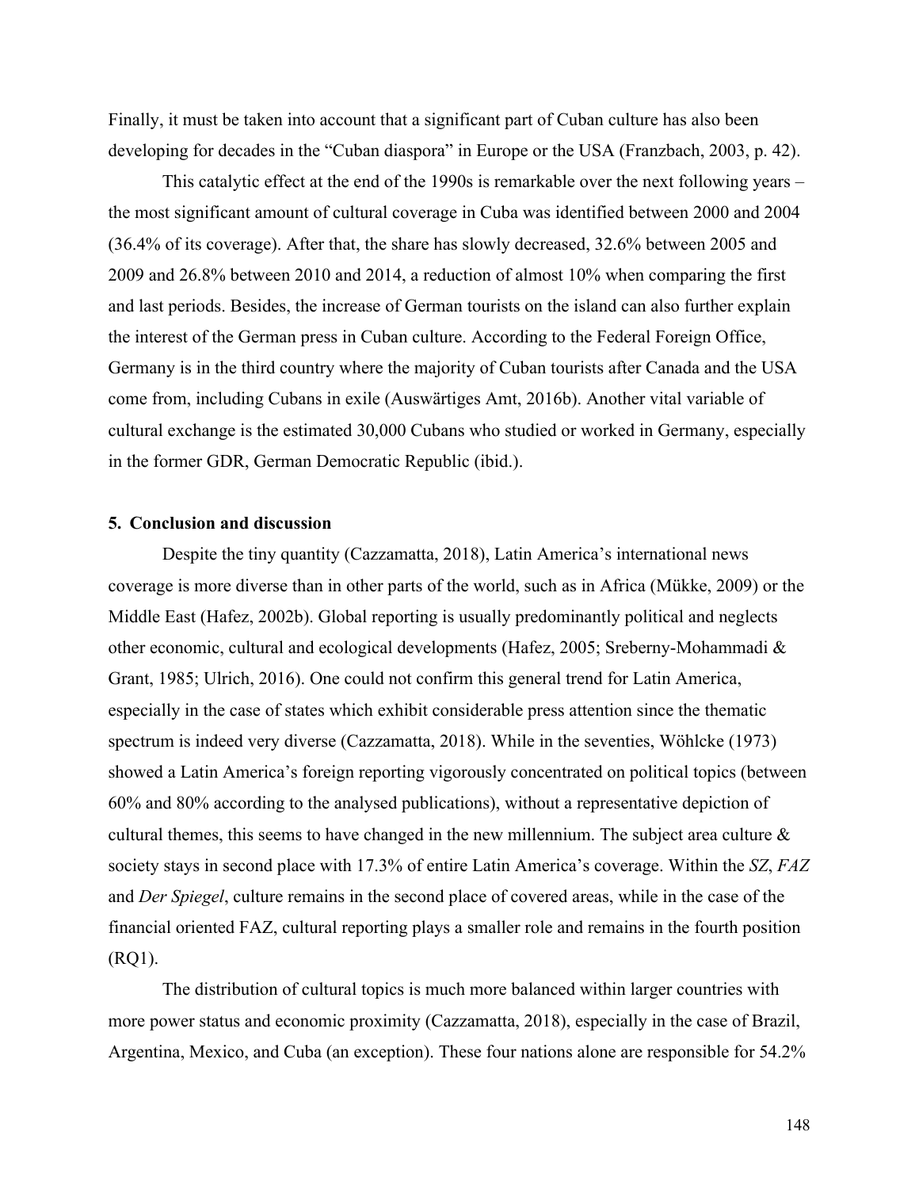Finally, it must be taken into account that a significant part of Cuban culture has also been developing for decades in the "Cuban diaspora" in Europe or the USA (Franzbach, 2003, p. 42).

This catalytic effect at the end of the 1990s is remarkable over the next following years – the most significant amount of cultural coverage in Cuba was identified between 2000 and 2004 (36.4% of its coverage). After that, the share has slowly decreased, 32.6% between 2005 and 2009 and 26.8% between 2010 and 2014, a reduction of almost 10% when comparing the first and last periods. Besides, the increase of German tourists on the island can also further explain the interest of the German press in Cuban culture. According to the Federal Foreign Office, Germany is in the third country where the majority of Cuban tourists after Canada and the USA come from, including Cubans in exile (Auswärtiges Amt, 2016b). Another vital variable of cultural exchange is the estimated 30,000 Cubans who studied or worked in Germany, especially in the former GDR, German Democratic Republic (ibid.).

## 5. Conclusion and discussion

Despite the tiny quantity (Cazzamatta, 2018), Latin America's international news coverage is more diverse than in other parts of the world, such as in Africa (Mükke, 2009) or the Middle East (Hafez, 2002b). Global reporting is usually predominantly political and neglects other economic, cultural and ecological developments (Hafez, 2005; Sreberny-Mohammadi & Grant, 1985; Ulrich, 2016). One could not confirm this general trend for Latin America, especially in the case of states which exhibit considerable press attention since the thematic spectrum is indeed very diverse (Cazzamatta, 2018). While in the seventies, Wöhlcke (1973) showed a Latin America's foreign reporting vigorously concentrated on political topics (between 60% and 80% according to the analysed publications), without a representative depiction of cultural themes, this seems to have changed in the new millennium. The subject area culture & society stays in second place with 17.3% of entire Latin America's coverage. Within the *SZ*, *FAZ* and *Der Spiegel*, culture remains in the second place of covered areas, while in the case of the financial oriented FAZ, cultural reporting plays a smaller role and remains in the fourth position (RQ1).

The distribution of cultural topics is much more balanced within larger countries with more power status and economic proximity (Cazzamatta, 2018), especially in the case of Brazil, Argentina, Mexico, and Cuba (an exception). These four nations alone are responsible for 54.2%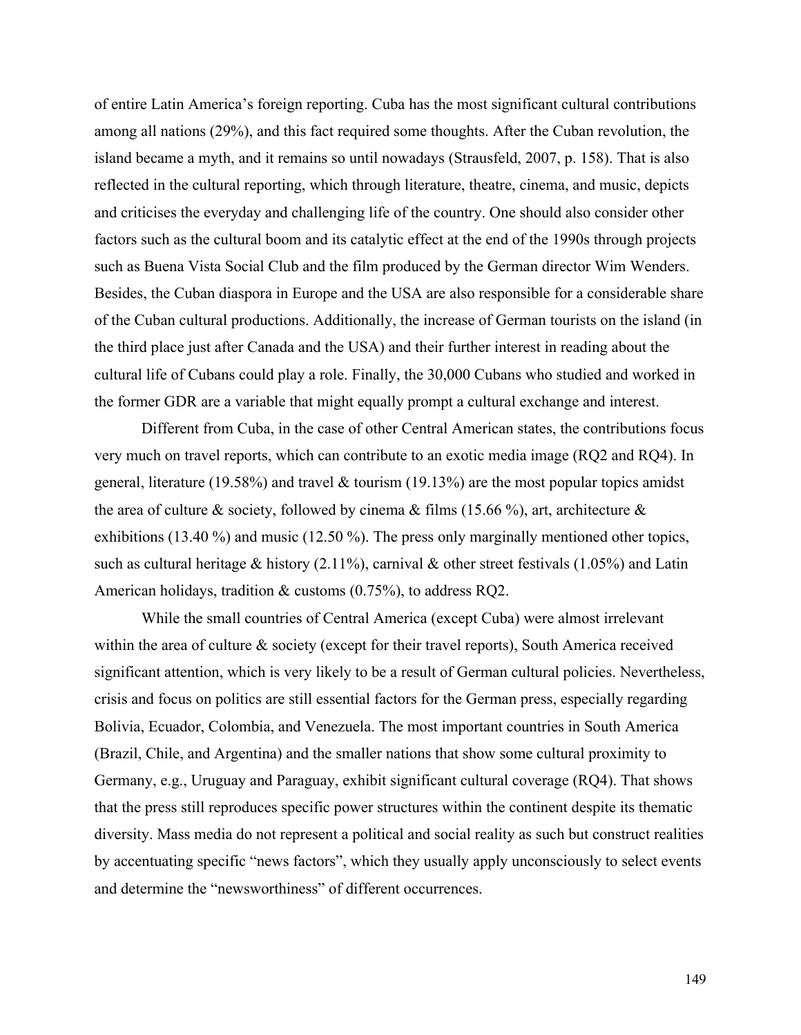of entire Latin America's foreign reporting. Cuba has the most significant cultural contributions among all nations (29%), and this fact required some thoughts. After the Cuban revolution, the island became a myth, and it remains so until nowadays (Strausfeld, 2007, p. 158). That is also reflected in the cultural reporting, which through literature, theatre, cinema, and music, depicts and criticises the everyday and challenging life of the country. One should also consider other factors such as the cultural boom and its catalytic effect at the end of the 1990s through projects such as Buena Vista Social Club and the film produced by the German director Wim Wenders. Besides, the Cuban diaspora in Europe and the USA are also responsible for a considerable share of the Cuban cultural productions. Additionally, the increase of German tourists on the island (in the third place just after Canada and the USA) and their further interest in reading about the cultural life of Cubans could play a role. Finally, the 30,000 Cubans who studied and worked in the former GDR are a variable that might equally prompt a cultural exchange and interest.

Different from Cuba, in the case of other Central American states, the contributions focus very much on travel reports, which can contribute to an exotic media image (RQ2 and RQ4). In general, literature (19.58%) and travel & tourism (19.13%) are the most popular topics amidst the area of culture & society, followed by cinema & films (15.66 %), art, architecture & exhibitions (13.40 %) and music (12.50 %). The press only marginally mentioned other topics, such as cultural heritage & history (2.11%), carnival & other street festivals (1.05%) and Latin American holidays, tradition & customs (0.75%), to address RQ2.

While the small countries of Central America (except Cuba) were almost irrelevant within the area of culture & society (except for their travel reports), South America received significant attention, which is very likely to be a result of German cultural policies. Nevertheless, crisis and focus on politics are still essential factors for the German press, especially regarding Bolivia, Ecuador, Colombia, and Venezuela. The most important countries in South America (Brazil, Chile, and Argentina) and the smaller nations that show some cultural proximity to Germany, e.g., Uruguay and Paraguay, exhibit significant cultural coverage (RQ4). That shows that the press still reproduces specific power structures within the continent despite its thematic diversity. Mass media do not represent a political and social reality as such but construct realities by accentuating specific "news factors", which they usually apply unconsciously to select events and determine the "newsworthiness" of different occurrences.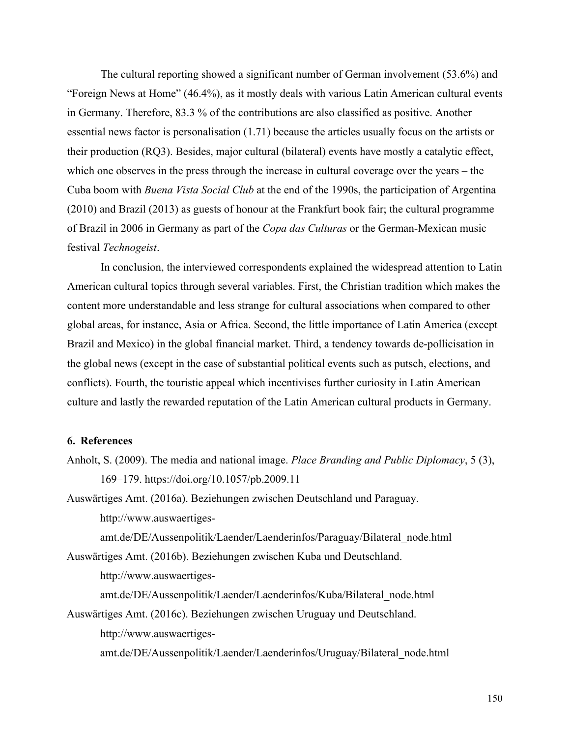The cultural reporting showed a significant number of German involvement (53.6%) and "Foreign News at Home" (46.4%), as it mostly deals with various Latin American cultural events in Germany. Therefore, 83.3 % of the contributions are also classified as positive. Another essential news factor is personalisation (1.71) because the articles usually focus on the artists or their production (RQ3). Besides, major cultural (bilateral) events have mostly a catalytic effect, which one observes in the press through the increase in cultural coverage over the years – the Cuba boom with *Buena Vista Social Club* at the end of the 1990s, the participation of Argentina (2010) and Brazil (2013) as guests of honour at the Frankfurt book fair; the cultural programme of Brazil in 2006 in Germany as part of the *Copa das Culturas* or the German-Mexican music festival *Technogeist*.

In conclusion, the interviewed correspondents explained the widespread attention to Latin American cultural topics through several variables. First, the Christian tradition which makes the content more understandable and less strange for cultural associations when compared to other global areas, for instance, Asia or Africa. Second, the little importance of Latin America (except Brazil and Mexico) in the global financial market. Third, a tendency towards de-pollicisation in the global news (except in the case of substantial political events such as putsch, elections, and conflicts). Fourth, the touristic appeal which incentivises further curiosity in Latin American culture and lastly the rewarded reputation of the Latin American cultural products in Germany.

## 6. References

Anholt, S. (2009). The media and national image. *Place Branding and Public Diplomacy*, 5 (3), 169–179. https://doi.org/10.1057/pb.2009.11

Auswärtiges Amt. (2016a). Beziehungen zwischen Deutschland und Paraguay. http://www.auswaertiges-amt.de/DE/Aussenpolitik/Laender/Laenderinfos/Paraguay/Bilateral_node.html

Auswärtiges Amt. (2016b). Beziehungen zwischen Kuba und Deutschland. http://www.auswaertiges-amt.de/DE/Aussenpolitik/Laender/Laenderinfos/Kuba/Bilateral_node.html

Auswärtiges Amt. (2016c). Beziehungen zwischen Uruguay und Deutschland. http://www.auswaertiges-amt.de/DE/Aussenpolitik/Laender/Laenderinfos/Uruguay/Bilateral_node.html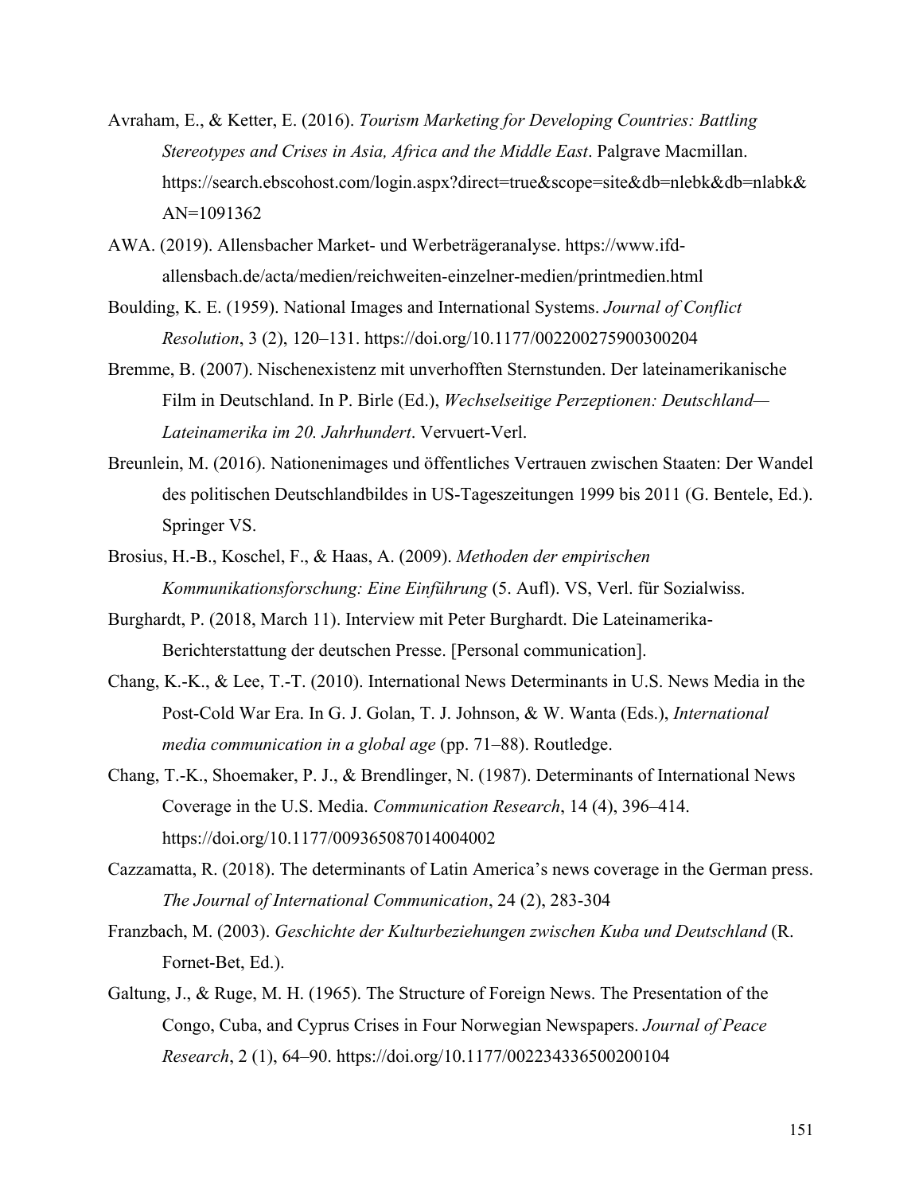Avraham, E., & Ketter, E. (2016). *Tourism Marketing for Developing Countries: Battling Stereotypes and Crises in Asia, Africa and the Middle East*. Palgrave Macmillan. https://search.ebscohost.com/login.aspx?direct=true&scope=site&db=nlebk&db=nlabk&AN=1091362

AWA. (2019). Allensbacher Market- und Werbeträgeranalyse. https://www.ifd-allensbach.de/acta/medien/reichweiten-einzelner-medien/printmedien.html

Boulding, K. E. (1959). National Images and International Systems. *Journal of Conflict Resolution*, 3 (2), 120–131. https://doi.org/10.1177/002200275900300204

Bremme, B. (2007). Nischenexistenz mit unverhofften Sternstunden. Der lateinamerikanische Film in Deutschland. In P. Birle (Ed.), *Wechselseitige Perzeptionen: Deutschland—Lateinamerika im 20. Jahrhundert*. Vervuert-Verl.

Breunlein, M. (2016). Nationenimages und öffentliches Vertrauen zwischen Staaten: Der Wandel des politischen Deutschlandbildes in US-Tageszeitungen 1999 bis 2011 (G. Bentele, Ed.). Springer VS.

Brosius, H.-B., Koschel, F., & Haas, A. (2009). *Methoden der empirischen Kommunikationsforschung: Eine Einführung* (5. Aufl). VS, Verl. für Sozialwiss.

Burghardt, P. (2018, March 11). Interview mit Peter Burghardt. Die Lateinamerika-Berichterstattung der deutschen Presse. [Personal communication].

Chang, K.-K., & Lee, T.-T. (2010). International News Determinants in U.S. News Media in the Post-Cold War Era. In G. J. Golan, T. J. Johnson, & W. Wanta (Eds.), *International media communication in a global age* (pp. 71–88). Routledge.

Chang, T.-K., Shoemaker, P. J., & Brendlinger, N. (1987). Determinants of International News Coverage in the U.S. Media. *Communication Research*, 14 (4), 396–414. https://doi.org/10.1177/009365087014004002

Cazzamatta, R. (2018). The determinants of Latin America's news coverage in the German press. *The Journal of International Communication*, 24 (2), 283-304

Franzbach, M. (2003). *Geschichte der Kulturbeziehungen zwischen Kuba und Deutschland* (R. Fornet-Bet, Ed.).

Galtung, J., & Ruge, M. H. (1965). The Structure of Foreign News. The Presentation of the Congo, Cuba, and Cyprus Crises in Four Norwegian Newspapers. *Journal of Peace Research*, 2 (1), 64–90. https://doi.org/10.1177/002234336500200104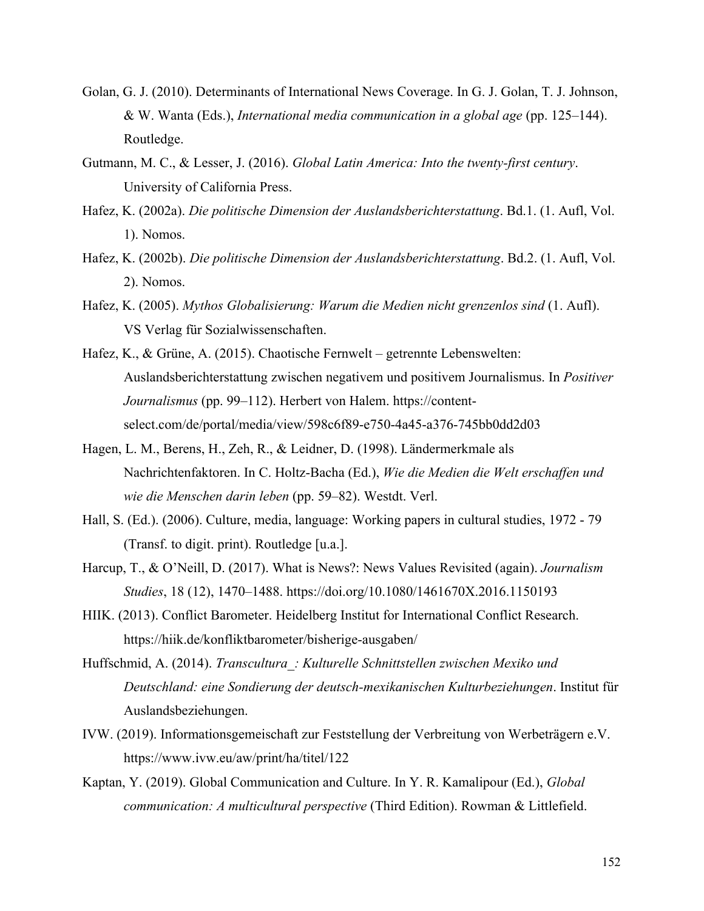Golan, G. J. (2010). Determinants of International News Coverage. In G. J. Golan, T. J. Johnson, & W. Wanta (Eds.), *International media communication in a global age* (pp. 125–144). Routledge.

Gutmann, M. C., & Lesser, J. (2016). *Global Latin America: Into the twenty-first century*. University of California Press.

Hafez, K. (2002a). *Die politische Dimension der Auslandsberichterstattung*. Bd.1. (1. Aufl, Vol. 1). Nomos.

Hafez, K. (2002b). *Die politische Dimension der Auslandsberichterstattung*. Bd.2. (1. Aufl, Vol. 2). Nomos.

Hafez, K. (2005). *Mythos Globalisierung: Warum die Medien nicht grenzenlos sind* (1. Aufl). VS Verlag für Sozialwissenschaften.

Hafez, K., & Grüne, A. (2015). Chaotische Fernwelt – getrennte Lebenswelten: Auslandsberichterstattung zwischen negativem und positivem Journalismus. In *Positiver Journalismus* (pp. 99–112). Herbert von Halem. https://content-select.com/de/portal/media/view/598c6f89-e750-4a45-a376-745bb0dd2d03

Hagen, L. M., Berens, H., Zeh, R., & Leidner, D. (1998). Ländermerkmale als Nachrichtenfaktoren. In C. Holtz-Bacha (Ed.), *Wie die Medien die Welt erschaffen und wie die Menschen darin leben* (pp. 59–82). Westdt. Verl.

Hall, S. (Ed.). (2006). Culture, media, language: Working papers in cultural studies, 1972 - 79 (Transf. to digit. print). Routledge [u.a.].

Harcup, T., & O'Neill, D. (2017). What is News?: News Values Revisited (again). *Journalism Studies*, 18 (12), 1470–1488. https://doi.org/10.1080/1461670X.2016.1150193

HIIK. (2013). Conflict Barometer. Heidelberg Institut for International Conflict Research. https://hiik.de/konfliktbarometer/bisherige-ausgaben/

Huffschmid, A. (2014). *Transcultura_: Kulturelle Schnittstellen zwischen Mexiko und Deutschland: eine Sondierung der deutsch-mexikanischen Kulturbeziehungen*. Institut für Auslandsbeziehungen.

IVW. (2019). Informationsgemeischaft zur Feststellung der Verbreitung von Werbeträgern e.V. https://www.ivw.eu/aw/print/ha/titel/122

Kaptan, Y. (2019). Global Communication and Culture. In Y. R. Kamalipour (Ed.), *Global communication: A multicultural perspective* (Third Edition). Rowman & Littlefield.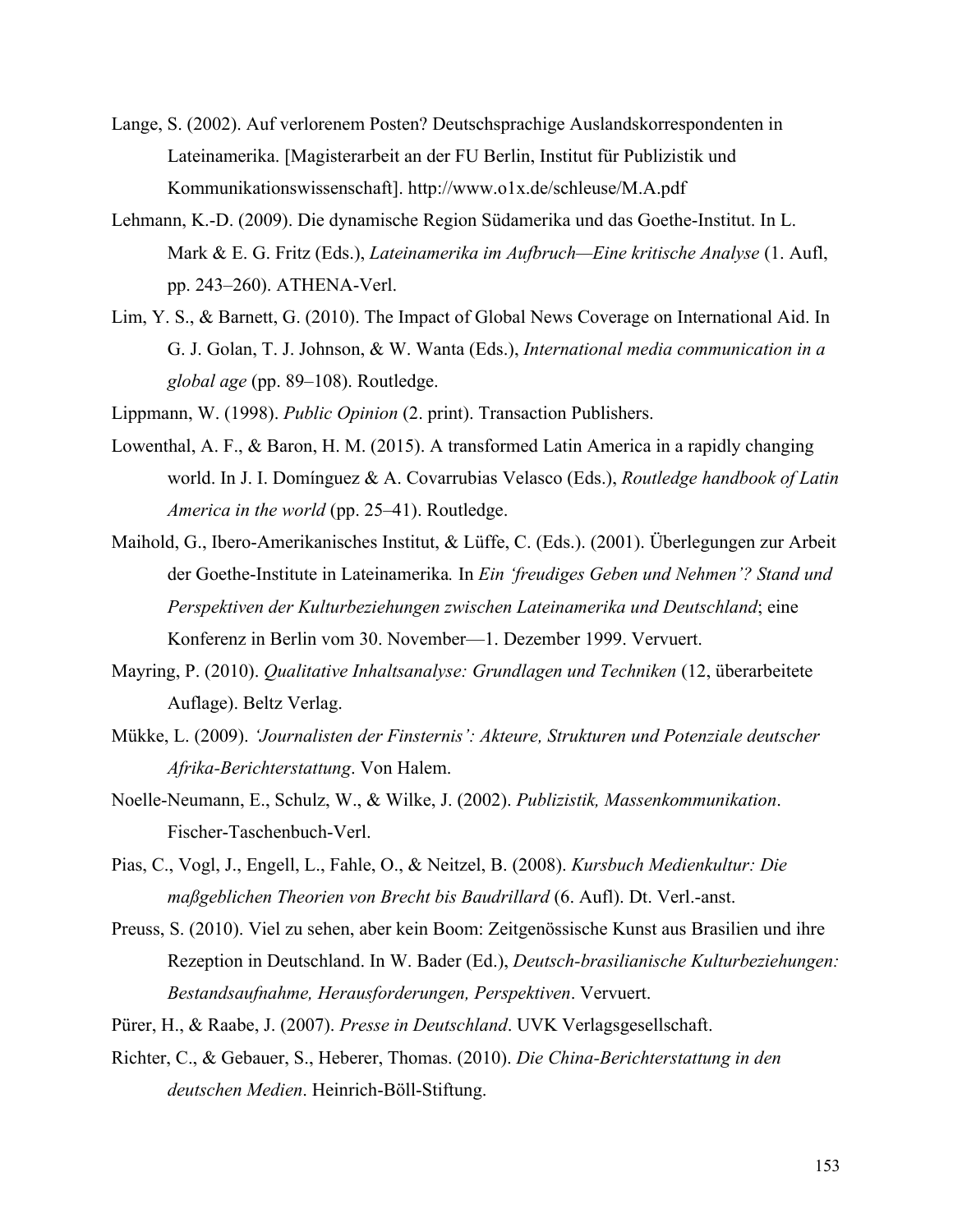Lange, S. (2002). Auf verlorenem Posten? Deutschsprachige Auslandskorrespondenten in Lateinamerika. [Magisterarbeit an der FU Berlin, Institut für Publizistik und Kommunikationswissenschaft]. http://www.o1x.de/schleuse/M.A.pdf

Lehmann, K.-D. (2009). Die dynamische Region Südamerika und das Goethe-Institut. In L. Mark & E. G. Fritz (Eds.), *Lateinamerika im Aufbruch—Eine kritische Analyse* (1. Aufl, pp. 243–260). ATHENA-Verl.

Lim, Y. S., & Barnett, G. (2010). The Impact of Global News Coverage on International Aid. In G. J. Golan, T. J. Johnson, & W. Wanta (Eds.), *International media communication in a global age* (pp. 89–108). Routledge.

Lippmann, W. (1998). *Public Opinion* (2. print). Transaction Publishers.

Lowenthal, A. F., & Baron, H. M. (2015). A transformed Latin America in a rapidly changing world. In J. I. Domínguez & A. Covarrubias Velasco (Eds.), *Routledge handbook of Latin America in the world* (pp. 25–41). Routledge.

Maihold, G., Ibero-Amerikanisches Institut, & Lüffe, C. (Eds.). (2001). Überlegungen zur Arbeit der Goethe-Institute in Lateinamerika*.* In *Ein 'freudiges Geben und Nehmen'? Stand und Perspektiven der Kulturbeziehungen zwischen Lateinamerika und Deutschland*; eine Konferenz in Berlin vom 30. November—1. Dezember 1999. Vervuert.

Mayring, P. (2010). *Qualitative Inhaltsanalyse: Grundlagen und Techniken* (12, überarbeitete Auflage). Beltz Verlag.

Mükke, L. (2009). *'Journalisten der Finsternis': Akteure, Strukturen und Potenziale deutscher Afrika-Berichterstattung*. Von Halem.

Noelle-Neumann, E., Schulz, W., & Wilke, J. (2002). *Publizistik, Massenkommunikation*. Fischer-Taschenbuch-Verl.

Pias, C., Vogl, J., Engell, L., Fahle, O., & Neitzel, B. (2008). *Kursbuch Medienkultur: Die maßgeblichen Theorien von Brecht bis Baudrillard* (6. Aufl). Dt. Verl.-anst.

Preuss, S. (2010). Viel zu sehen, aber kein Boom: Zeitgenössische Kunst aus Brasilien und ihre Rezeption in Deutschland. In W. Bader (Ed.), *Deutsch-brasilianische Kulturbeziehungen: Bestandsaufnahme, Herausforderungen, Perspektiven*. Vervuert.

Pürer, H., & Raabe, J. (2007). *Presse in Deutschland*. UVK Verlagsgesellschaft.

Richter, C., & Gebauer, S., Heberer, Thomas. (2010). *Die China-Berichterstattung in den deutschen Medien*. Heinrich-Böll-Stiftung.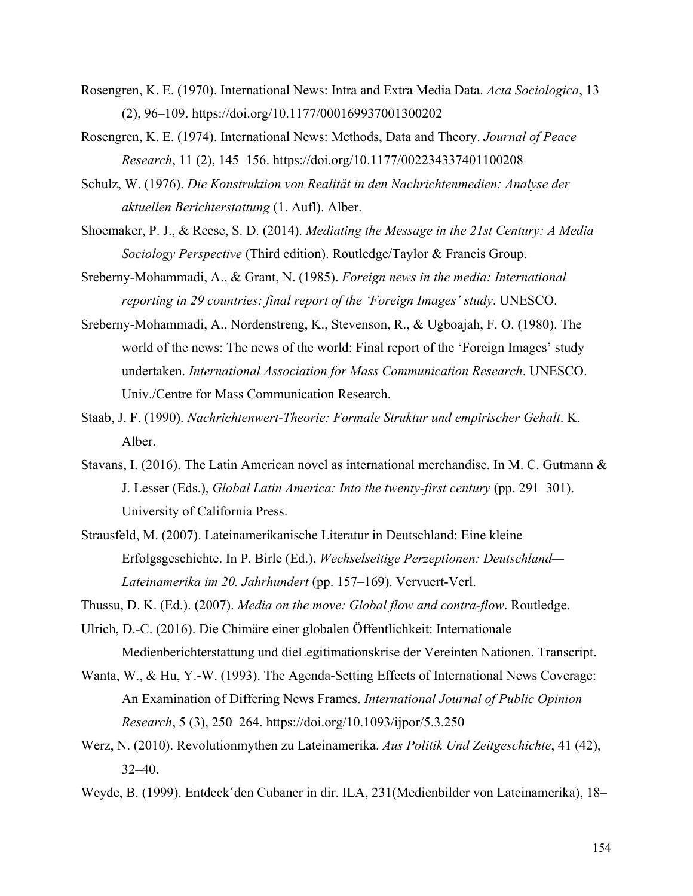Rosengren, K. E. (1970). International News: Intra and Extra Media Data. *Acta Sociologica*, 13 (2), 96–109. https://doi.org/10.1177/000169937001300202

Rosengren, K. E. (1974). International News: Methods, Data and Theory. *Journal of Peace Research*, 11 (2), 145–156. https://doi.org/10.1177/002234337401100208

Schulz, W. (1976). *Die Konstruktion von Realität in den Nachrichtenmedien: Analyse der aktuellen Berichterstattung* (1. Aufl). Alber.

Shoemaker, P. J., & Reese, S. D. (2014). *Mediating the Message in the 21st Century: A Media Sociology Perspective* (Third edition). Routledge/Taylor & Francis Group.

Sreberny-Mohammadi, A., & Grant, N. (1985). *Foreign news in the media: International reporting in 29 countries: final report of the 'Foreign Images' study*. UNESCO.

Sreberny-Mohammadi, A., Nordenstreng, K., Stevenson, R., & Ugboajah, F. O. (1980). The world of the news: The news of the world: Final report of the 'Foreign Images' study undertaken. *International Association for Mass Communication Research*. UNESCO. Univ./Centre for Mass Communication Research.

Staab, J. F. (1990). *Nachrichtenwert-Theorie: Formale Struktur und empirischer Gehalt*. K. Alber.

Stavans, I. (2016). The Latin American novel as international merchandise. In M. C. Gutmann & J. Lesser (Eds.), *Global Latin America: Into the twenty-first century* (pp. 291–301). University of California Press.

Strausfeld, M. (2007). Lateinamerikanische Literatur in Deutschland: Eine kleine Erfolgsgeschichte. In P. Birle (Ed.), *Wechselseitige Perzeptionen: Deutschland—Lateinamerika im 20. Jahrhundert* (pp. 157–169). Vervuert-Verl.

Thussu, D. K. (Ed.). (2007). *Media on the move: Global flow and contra-flow*. Routledge.

Ulrich, D.-C. (2016). Die Chimäre einer globalen Öffentlichkeit: Internationale Medienberichterstattung und dieLegitimationskrise der Vereinten Nationen. Transcript.

Wanta, W., & Hu, Y.-W. (1993). The Agenda-Setting Effects of International News Coverage: An Examination of Differing News Frames. *International Journal of Public Opinion Research*, 5 (3), 250–264. https://doi.org/10.1093/ijpor/5.3.250

Werz, N. (2010). Revolutionmythen zu Lateinamerika. *Aus Politik Und Zeitgeschichte*, 41 (42), 32–40.

Weyde, B. (1999). Entdeck´den Cubaner in dir. ILA, 231(Medienbilder von Lateinamerika), 18–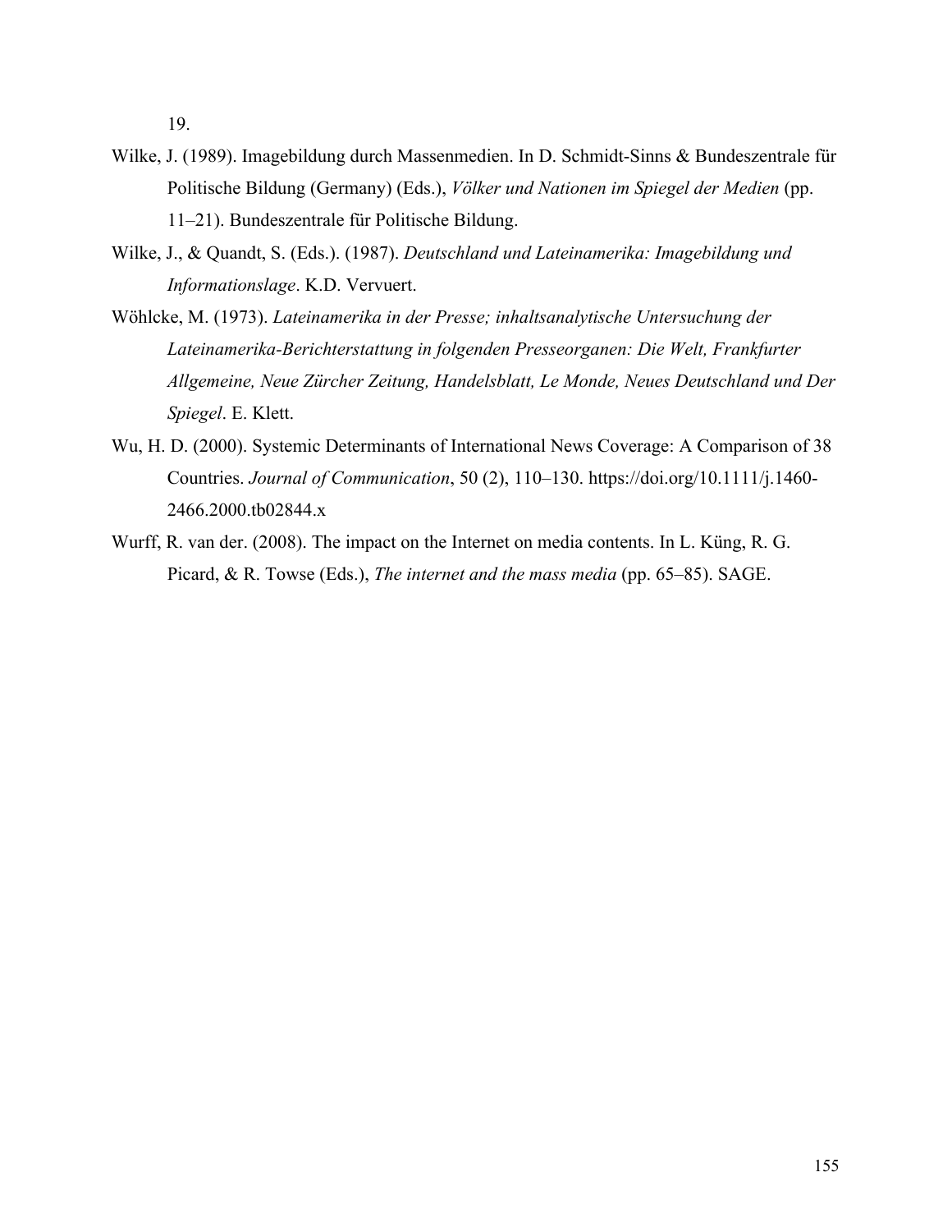19.

Wilke, J. (1989). Imagebildung durch Massenmedien. In D. Schmidt-Sinns & Bundeszentrale für Politische Bildung (Germany) (Eds.), *Völker und Nationen im Spiegel der Medien* (pp. 11–21). Bundeszentrale für Politische Bildung.

Wilke, J., & Quandt, S. (Eds.). (1987). *Deutschland und Lateinamerika: Imagebildung und Informationslage*. K.D. Vervuert.

Wöhlcke, M. (1973). *Lateinamerika in der Presse; inhaltsanalytische Untersuchung der Lateinamerika-Berichterstattung in folgenden Presseorganen: Die Welt, Frankfurter Allgemeine, Neue Zürcher Zeitung, Handelsblatt, Le Monde, Neues Deutschland und Der Spiegel*. E. Klett.

Wu, H. D. (2000). Systemic Determinants of International News Coverage: A Comparison of 38 Countries. *Journal of Communication*, 50 (2), 110–130. https://doi.org/10.1111/j.1460-2466.2000.tb02844.x

Wurff, R. van der. (2008). The impact on the Internet on media contents. In L. Küng, R. G. Picard, & R. Towse (Eds.), *The internet and the mass media* (pp. 65–85). SAGE.